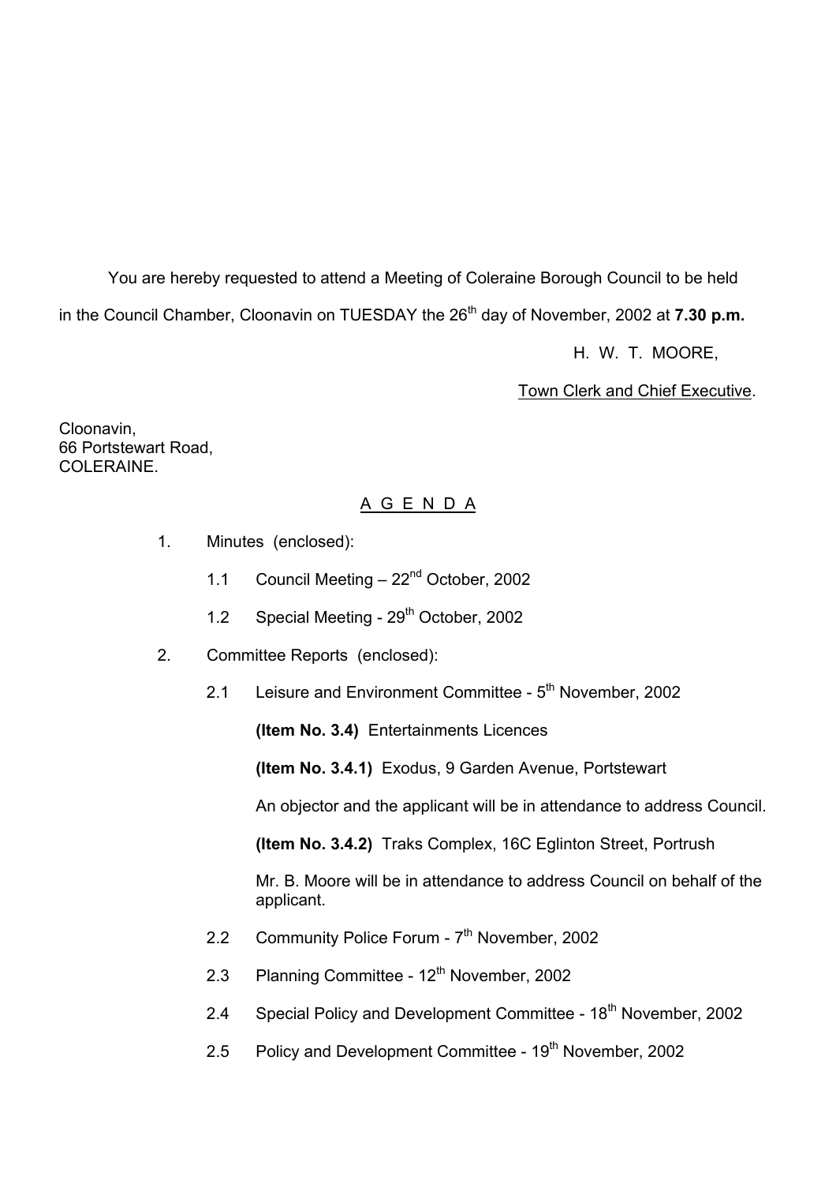You are hereby requested to attend a Meeting of Coleraine Borough Council to be held in the Council Chamber, Cloonavin on TUESDAY the 26th day of November, 2002 at **7.30 p.m.**

H. W. T. MOORE,

Town Clerk and Chief Executive.

Cloonavin,
66 Portstewart Road,
COLERAINE.

## A G E N D A

1. Minutes (enclosed):

   1.1 Council Meeting – 22nd October, 2002

   1.2 Special Meeting - 29th October, 2002

2. Committee Reports (enclosed):

   2.1 Leisure and Environment Committee - 5th November, 2002

   **(Item No. 3.4)** Entertainments Licences

   **(Item No. 3.4.1)** Exodus, 9 Garden Avenue, Portstewart

   An objector and the applicant will be in attendance to address Council.

   **(Item No. 3.4.2)** Traks Complex, 16C Eglinton Street, Portrush

   Mr. B. Moore will be in attendance to address Council on behalf of the applicant.

   2.2 Community Police Forum - 7th November, 2002

   2.3 Planning Committee - 12th November, 2002

   2.4 Special Policy and Development Committee - 18th November, 2002

   2.5 Policy and Development Committee - 19th November, 2002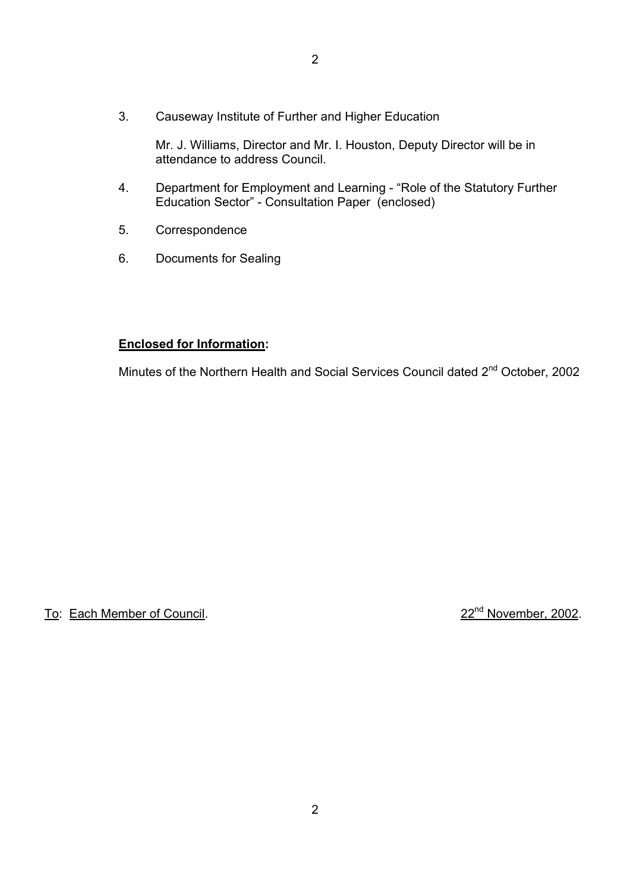3. Causeway Institute of Further and Higher Education

   Mr. J. Williams, Director and Mr. I. Houston, Deputy Director will be in attendance to address Council.

4. Department for Employment and Learning - "Role of the Statutory Further Education Sector" - Consultation Paper (enclosed)

5. Correspondence

6. Documents for Sealing

**Enclosed for Information:**

Minutes of the Northern Health and Social Services Council dated 2nd October, 2002

To: Each Member of Council. 22nd November, 2002.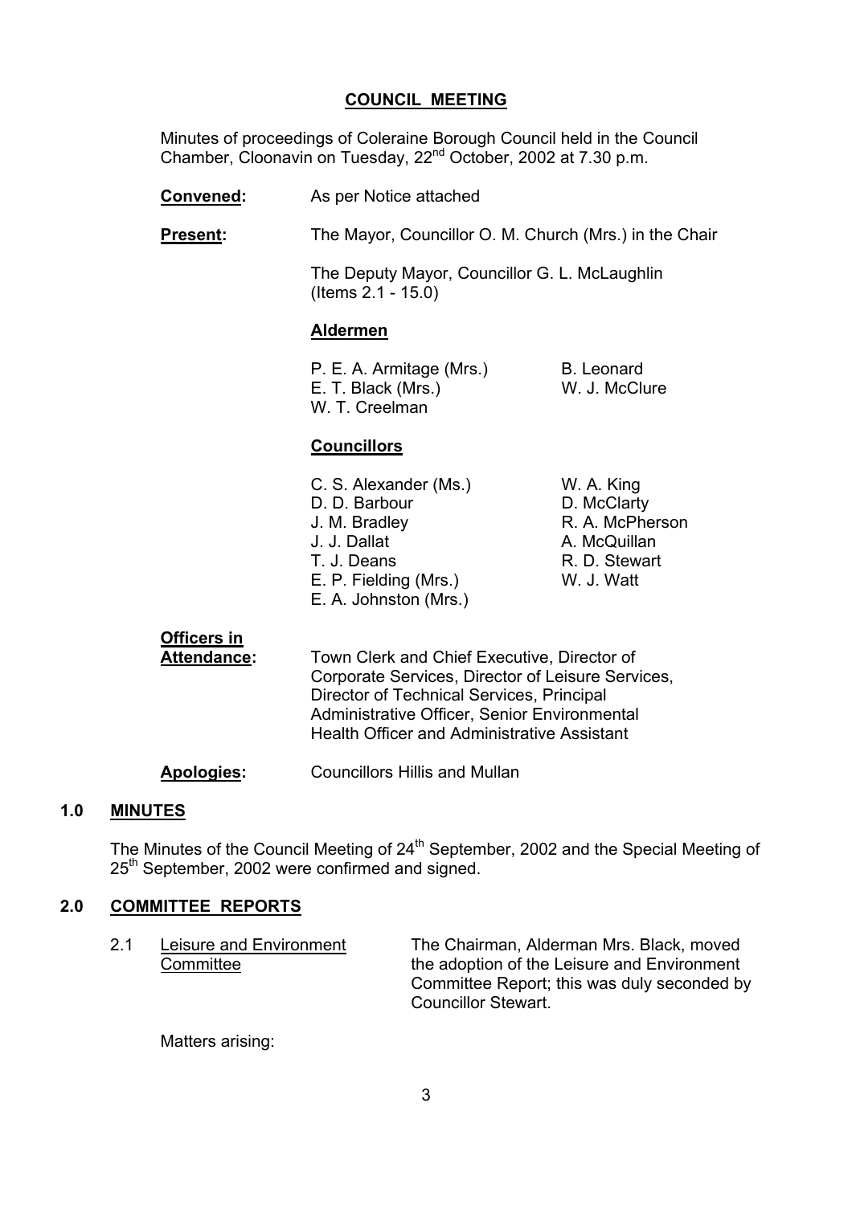# **COUNCIL MEETING**

Minutes of proceedings of Coleraine Borough Council held in the Council Chamber, Cloonavin on Tuesday, 22nd October, 2002 at 7.30 p.m.

**Convened:** As per Notice attached

**Present:** The Mayor, Councillor O. M. Church (Mrs.) in the Chair

The Deputy Mayor, Councillor G. L. McLaughlin (Items 2.1 - 15.0)

**Aldermen**

P. E. A. Armitage (Mrs.)
E. T. Black (Mrs.)
W. T. Creelman
B. Leonard
W. J. McClure

**Councillors**

C. S. Alexander (Ms.)
D. D. Barbour
J. M. Bradley
J. J. Dallat
T. J. Deans
E. P. Fielding (Mrs.)
E. A. Johnston (Mrs.)
W. A. King
D. McClarty
R. A. McPherson
A. McQuillan
R. D. Stewart
W. J. Watt

**Officers in Attendance:** Town Clerk and Chief Executive, Director of Corporate Services, Director of Leisure Services, Director of Technical Services, Principal Administrative Officer, Senior Environmental Health Officer and Administrative Assistant

**Apologies:** Councillors Hillis and Mullan

## 1.0 MINUTES

The Minutes of the Council Meeting of 24th September, 2002 and the Special Meeting of 25th September, 2002 were confirmed and signed.

## 2.0 COMMITTEE REPORTS

2.1 Leisure and Environment Committee

The Chairman, Alderman Mrs. Black, moved the adoption of the Leisure and Environment Committee Report; this was duly seconded by Councillor Stewart.

Matters arising: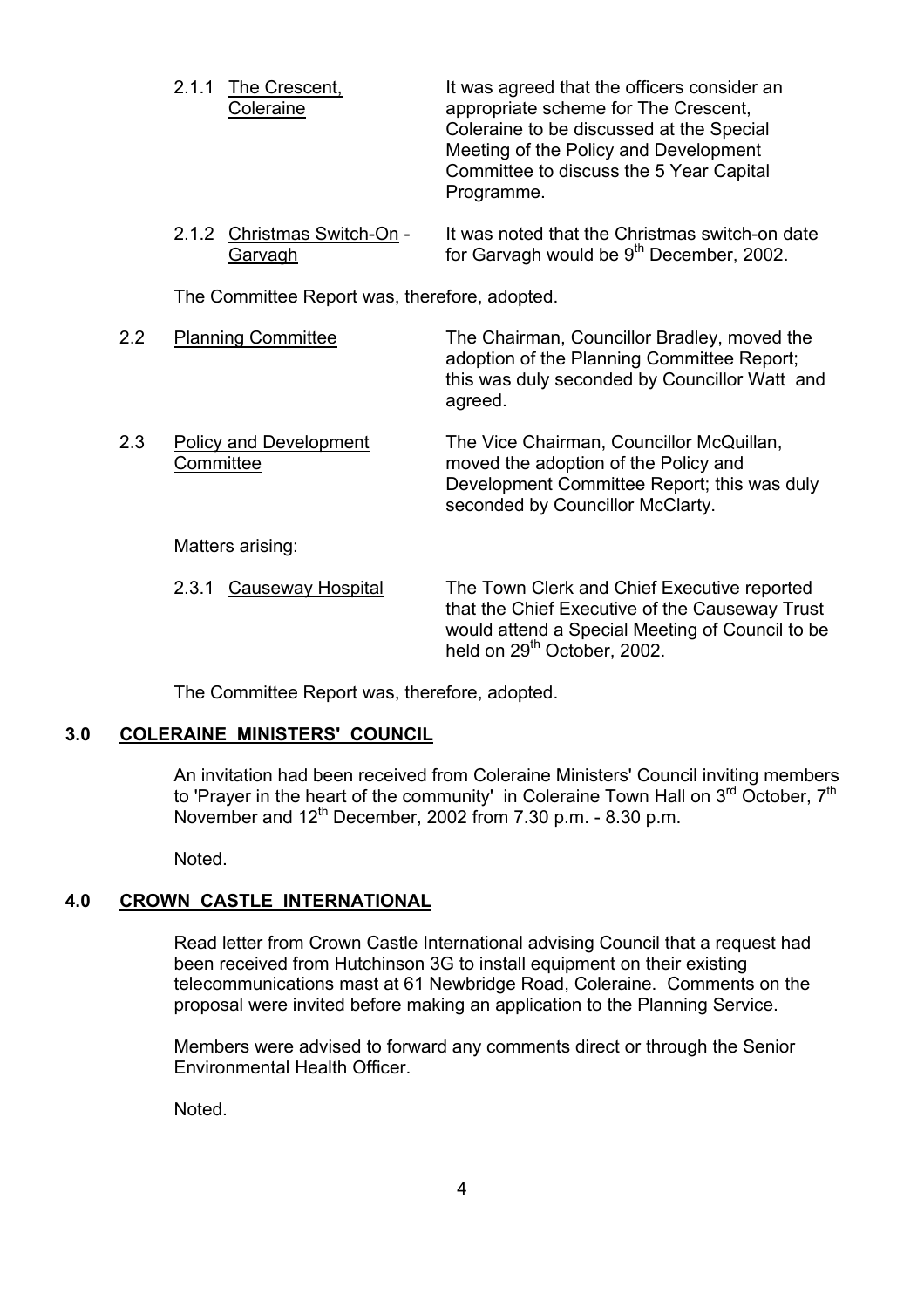2.1.1 <u>The Crescent, Coleraine</u> It was agreed that the officers consider an appropriate scheme for The Crescent, Coleraine to be discussed at the Special Meeting of the Policy and Development Committee to discuss the 5 Year Capital Programme.

2.1.2 <u>Christmas Switch-On - Garvagh</u> It was noted that the Christmas switch-on date for Garvagh would be 9th December, 2002.

The Committee Report was, therefore, adopted.

2.2 <u>Planning Committee</u> The Chairman, Councillor Bradley, moved the adoption of the Planning Committee Report; this was duly seconded by Councillor Watt and agreed.

2.3 <u>Policy and Development Committee</u> The Vice Chairman, Councillor McQuillan, moved the adoption of the Policy and Development Committee Report; this was duly seconded by Councillor McClarty.

Matters arising:

2.3.1 <u>Causeway Hospital</u> The Town Clerk and Chief Executive reported that the Chief Executive of the Causeway Trust would attend a Special Meeting of Council to be held on 29th October, 2002.

The Committee Report was, therefore, adopted.

## 3.0 COLERAINE MINISTERS' COUNCIL

An invitation had been received from Coleraine Ministers' Council inviting members to 'Prayer in the heart of the community' in Coleraine Town Hall on 3rd October, 7th November and 12th December, 2002 from 7.30 p.m. - 8.30 p.m.

Noted.

## 4.0 CROWN CASTLE INTERNATIONAL

Read letter from Crown Castle International advising Council that a request had been received from Hutchinson 3G to install equipment on their existing telecommunications mast at 61 Newbridge Road, Coleraine. Comments on the proposal were invited before making an application to the Planning Service.

Members were advised to forward any comments direct or through the Senior Environmental Health Officer.

Noted.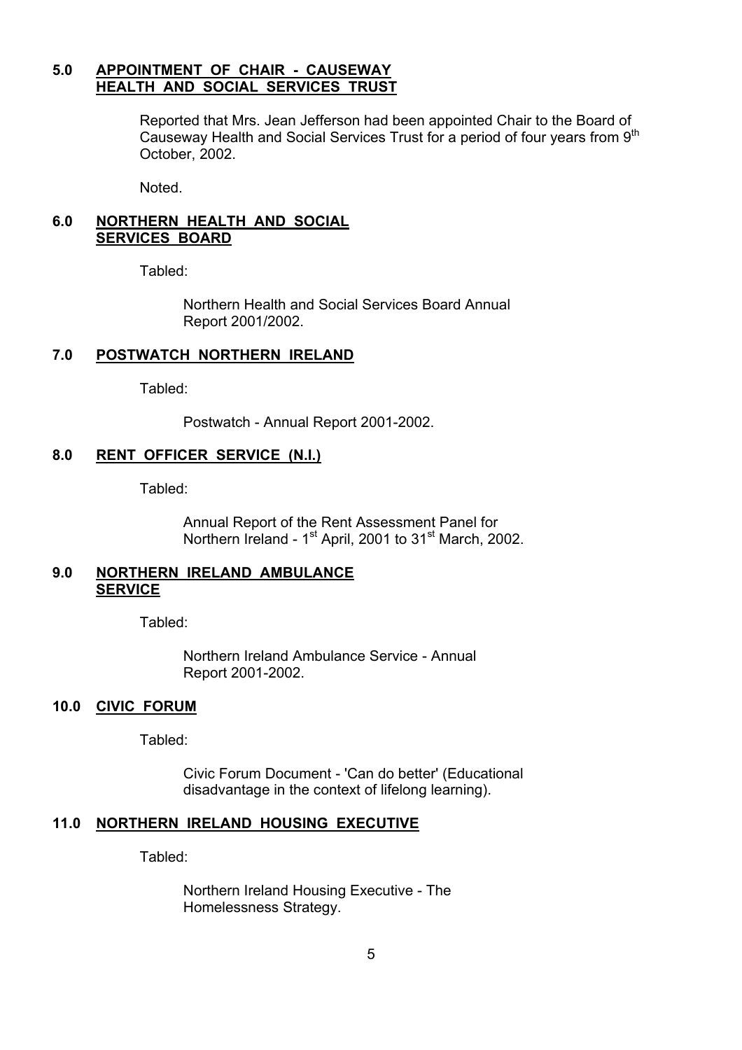## 5.0 APPOINTMENT OF CHAIR - CAUSEWAY HEALTH AND SOCIAL SERVICES TRUST

Reported that Mrs. Jean Jefferson had been appointed Chair to the Board of Causeway Health and Social Services Trust for a period of four years from 9th October, 2002.

Noted.

## 6.0 NORTHERN HEALTH AND SOCIAL SERVICES BOARD

Tabled:

Northern Health and Social Services Board Annual Report 2001/2002.

## 7.0 POSTWATCH NORTHERN IRELAND

Tabled:

Postwatch - Annual Report 2001-2002.

## 8.0 RENT OFFICER SERVICE (N.I.)

Tabled:

Annual Report of the Rent Assessment Panel for Northern Ireland - 1st April, 2001 to 31st March, 2002.

## 9.0 NORTHERN IRELAND AMBULANCE SERVICE

Tabled:

Northern Ireland Ambulance Service - Annual Report 2001-2002.

## 10.0 CIVIC FORUM

Tabled:

Civic Forum Document - 'Can do better' (Educational disadvantage in the context of lifelong learning).

## 11.0 NORTHERN IRELAND HOUSING EXECUTIVE

Tabled:

Northern Ireland Housing Executive - The Homelessness Strategy.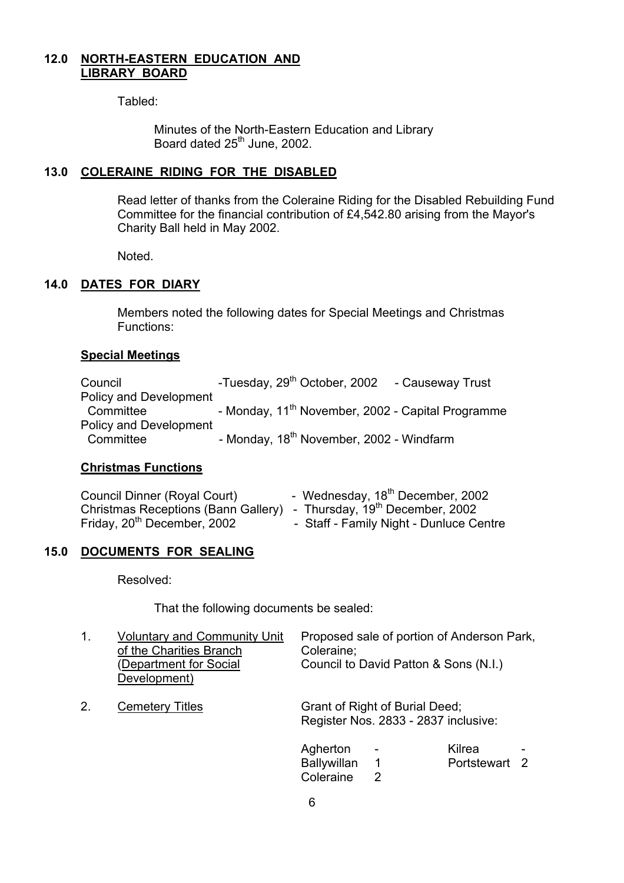## 12.0 NORTH-EASTERN EDUCATION AND LIBRARY BOARD

Tabled:

Minutes of the North-Eastern Education and Library Board dated 25th June, 2002.

## 13.0 COLERAINE RIDING FOR THE DISABLED

Read letter of thanks from the Coleraine Riding for the Disabled Rebuilding Fund Committee for the financial contribution of £4,542.80 arising from the Mayor's Charity Ball held in May 2002.

Noted.

## 14.0 DATES FOR DIARY

Members noted the following dates for Special Meetings and Christmas Functions:

**Special Meetings**

| | | |
|---|---|---|
| Council | -Tuesday, 29th October, 2002 | - Causeway Trust |
| Policy and Development Committee | - Monday, 11th November, 2002 | - Capital Programme |
| Policy and Development Committee | - Monday, 18th November, 2002 | - Windfarm |

**Christmas Functions**

| | |
|---|---|
| Council Dinner (Royal Court) | - Wednesday, 18th December, 2002 |
| Christmas Receptions (Bann Gallery) | - Thursday, 19th December, 2002 |
| Friday, 20th December, 2002 | - Staff - Family Night - Dunluce Centre |

## 15.0 DOCUMENTS FOR SEALING

Resolved:

That the following documents be sealed:

1. Voluntary and Community Unit of the Charities Branch (Department for Social Development) — Proposed sale of portion of Anderson Park, Coleraine; Council to David Patton & Sons (N.I.)

2. Cemetery Titles — Grant of Right of Burial Deed; Register Nos. 2833 - 2837 inclusive:

| | | | |
|---|---|---|---|
| Agherton | - | Kilrea | - |
| Ballywillan | 1 | Portstewart | 2 |
| Coleraine | 2 | | |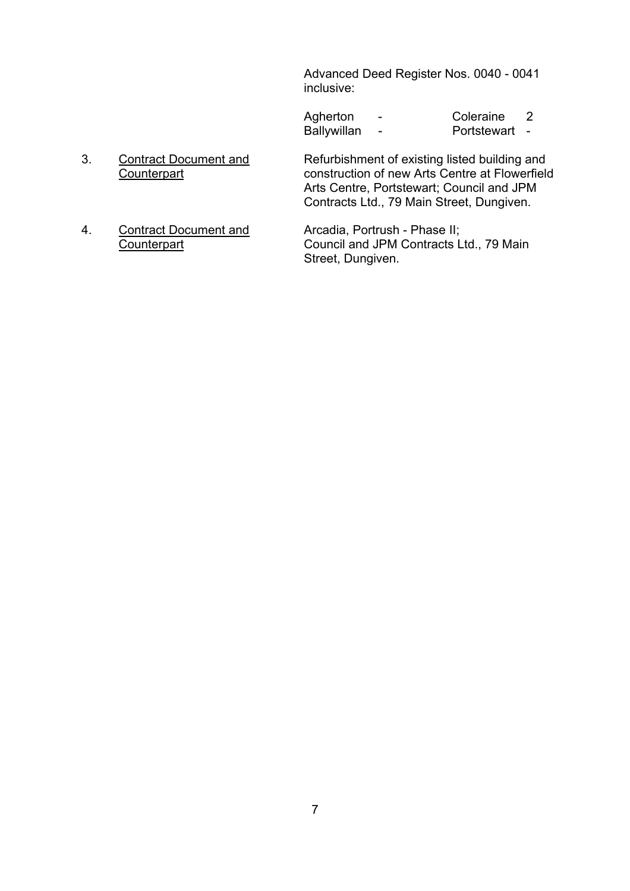Advanced Deed Register Nos. 0040 - 0041 inclusive:

| | | | |
|---|---|---|---|
| Agherton | - | Coleraine | 2 |
| Ballywillan | - | Portstewart | - |

3. <u>Contract Document and Counterpart</u>

   Refurbishment of existing listed building and construction of new Arts Centre at Flowerfield Arts Centre, Portstewart; Council and JPM Contracts Ltd., 79 Main Street, Dungiven.

4. <u>Contract Document and Counterpart</u>

   Arcadia, Portrush - Phase II; Council and JPM Contracts Ltd., 79 Main Street, Dungiven.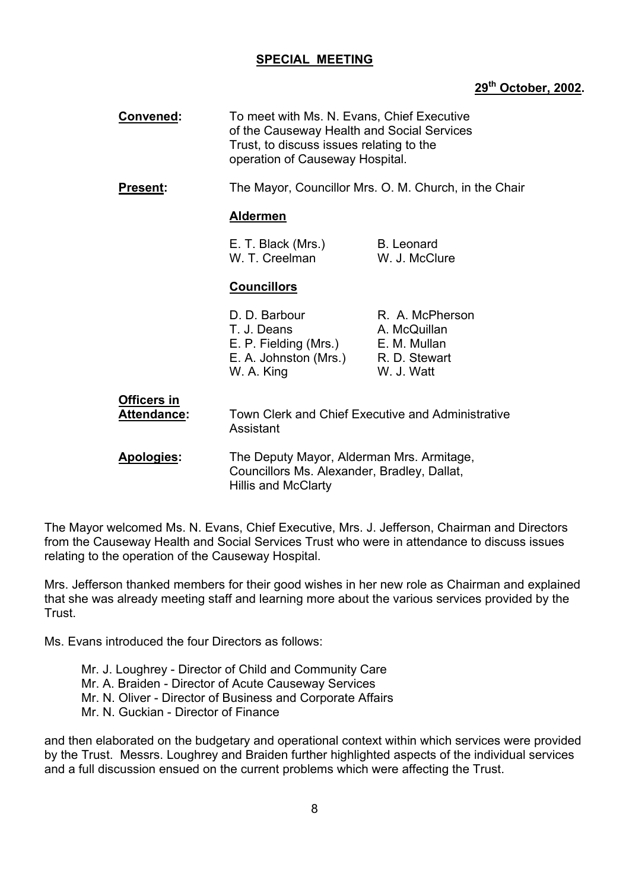## SPECIAL MEETING

**29th October, 2002.**

**Convened:** To meet with Ms. N. Evans, Chief Executive of the Causeway Health and Social Services Trust, to discuss issues relating to the operation of Causeway Hospital.

**Present:** The Mayor, Councillor Mrs. O. M. Church, in the Chair

**Aldermen**

| | |
|---|---|
| E. T. Black (Mrs.) | B. Leonard |
| W. T. Creelman | W. J. McClure |

**Councillors**

| | |
|---|---|
| D. D. Barbour | R. A. McPherson |
| T. J. Deans | A. McQuillan |
| E. P. Fielding (Mrs.) | E. M. Mullan |
| E. A. Johnston (Mrs.) | R. D. Stewart |
| W. A. King | W. J. Watt |

**Officers in Attendance:** Town Clerk and Chief Executive and Administrative Assistant

**Apologies:** The Deputy Mayor, Alderman Mrs. Armitage, Councillors Ms. Alexander, Bradley, Dallat, Hillis and McClarty

The Mayor welcomed Ms. N. Evans, Chief Executive, Mrs. J. Jefferson, Chairman and Directors from the Causeway Health and Social Services Trust who were in attendance to discuss issues relating to the operation of the Causeway Hospital.

Mrs. Jefferson thanked members for their good wishes in her new role as Chairman and explained that she was already meeting staff and learning more about the various services provided by the Trust.

Ms. Evans introduced the four Directors as follows:

- Mr. J. Loughrey - Director of Child and Community Care
- Mr. A. Braiden - Director of Acute Causeway Services
- Mr. N. Oliver - Director of Business and Corporate Affairs
- Mr. N. Guckian - Director of Finance

and then elaborated on the budgetary and operational context within which services were provided by the Trust. Messrs. Loughrey and Braiden further highlighted aspects of the individual services and a full discussion ensued on the current problems which were affecting the Trust.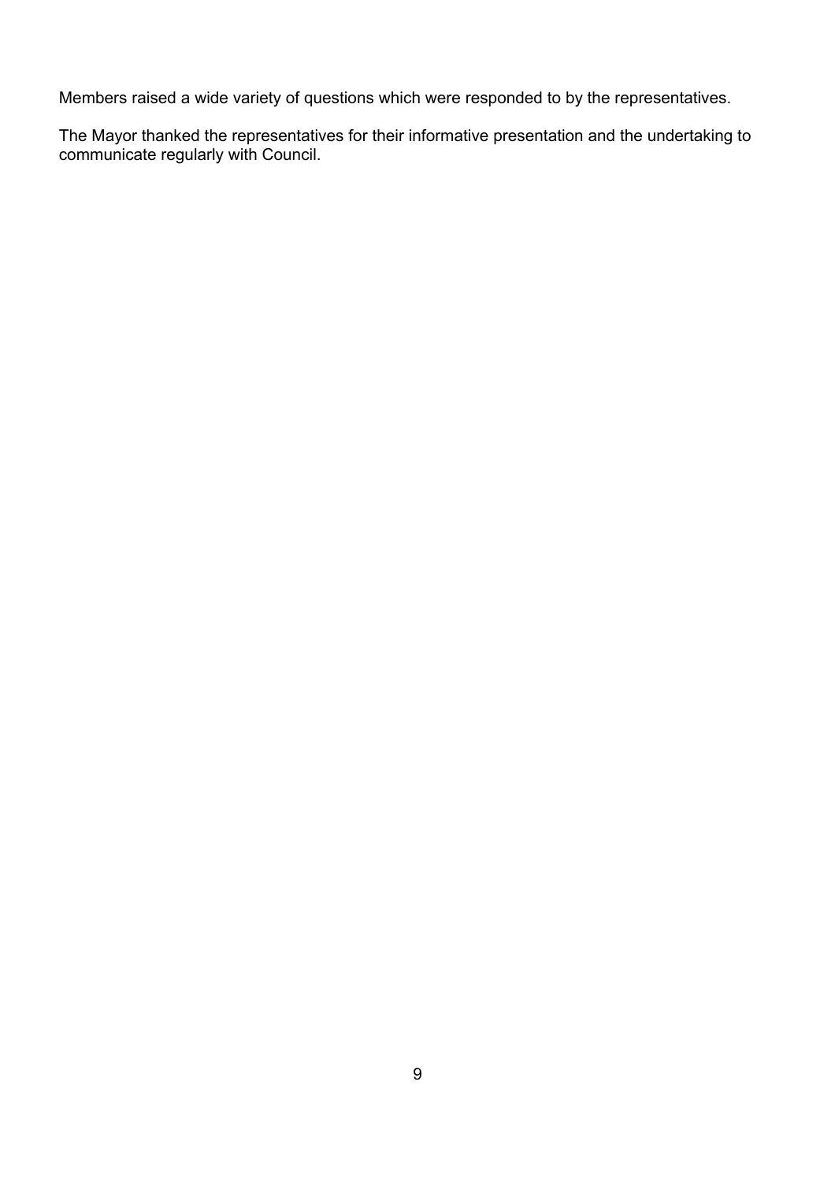Members raised a wide variety of questions which were responded to by the representatives.

The Mayor thanked the representatives for their informative presentation and the undertaking to communicate regularly with Council.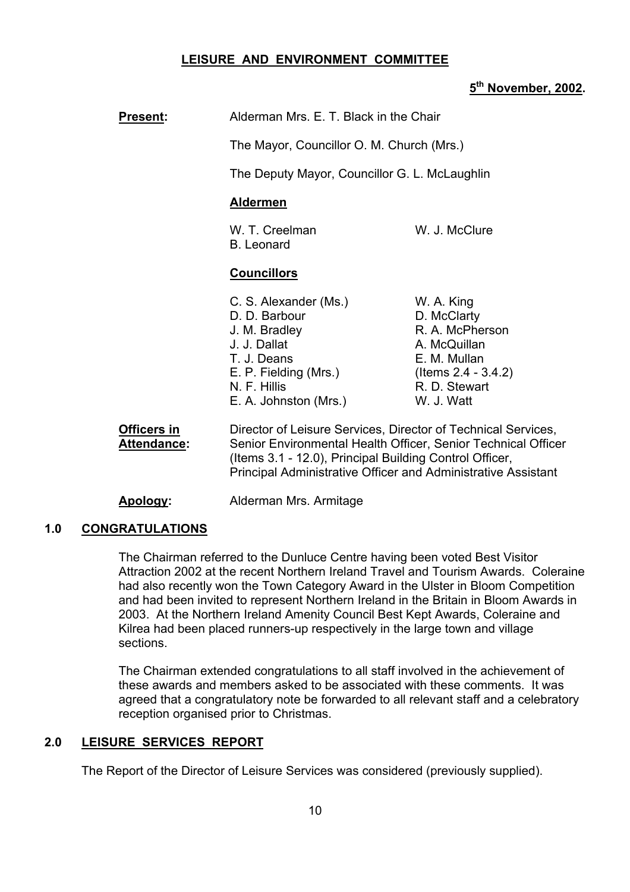## LEISURE AND ENVIRONMENT COMMITTEE

**5th November, 2002.**

**Present:** Alderman Mrs. E. T. Black in the Chair

The Mayor, Councillor O. M. Church (Mrs.)

The Deputy Mayor, Councillor G. L. McLaughlin

**Aldermen**

W. T. Creelman
B. Leonard
W. J. McClure

**Councillors**

C. S. Alexander (Ms.)
D. D. Barbour
J. M. Bradley
J. J. Dallat
T. J. Deans
E. P. Fielding (Mrs.)
N. F. Hillis
E. A. Johnston (Mrs.)
W. A. King
D. McClarty
R. A. McPherson
A. McQuillan
E. M. Mullan (Items 2.4 - 3.4.2)
R. D. Stewart
W. J. Watt

**Officers in Attendance:** Director of Leisure Services, Director of Technical Services, Senior Environmental Health Officer, Senior Technical Officer (Items 3.1 - 12.0), Principal Building Control Officer, Principal Administrative Officer and Administrative Assistant

**Apology:** Alderman Mrs. Armitage

### 1.0 CONGRATULATIONS

The Chairman referred to the Dunluce Centre having been voted Best Visitor Attraction 2002 at the recent Northern Ireland Travel and Tourism Awards. Coleraine had also recently won the Town Category Award in the Ulster in Bloom Competition and had been invited to represent Northern Ireland in the Britain in Bloom Awards in 2003. At the Northern Ireland Amenity Council Best Kept Awards, Coleraine and Kilrea had been placed runners-up respectively in the large town and village sections.

The Chairman extended congratulations to all staff involved in the achievement of these awards and members asked to be associated with these comments. It was agreed that a congratulatory note be forwarded to all relevant staff and a celebratory reception organised prior to Christmas.

### 2.0 LEISURE SERVICES REPORT

The Report of the Director of Leisure Services was considered (previously supplied).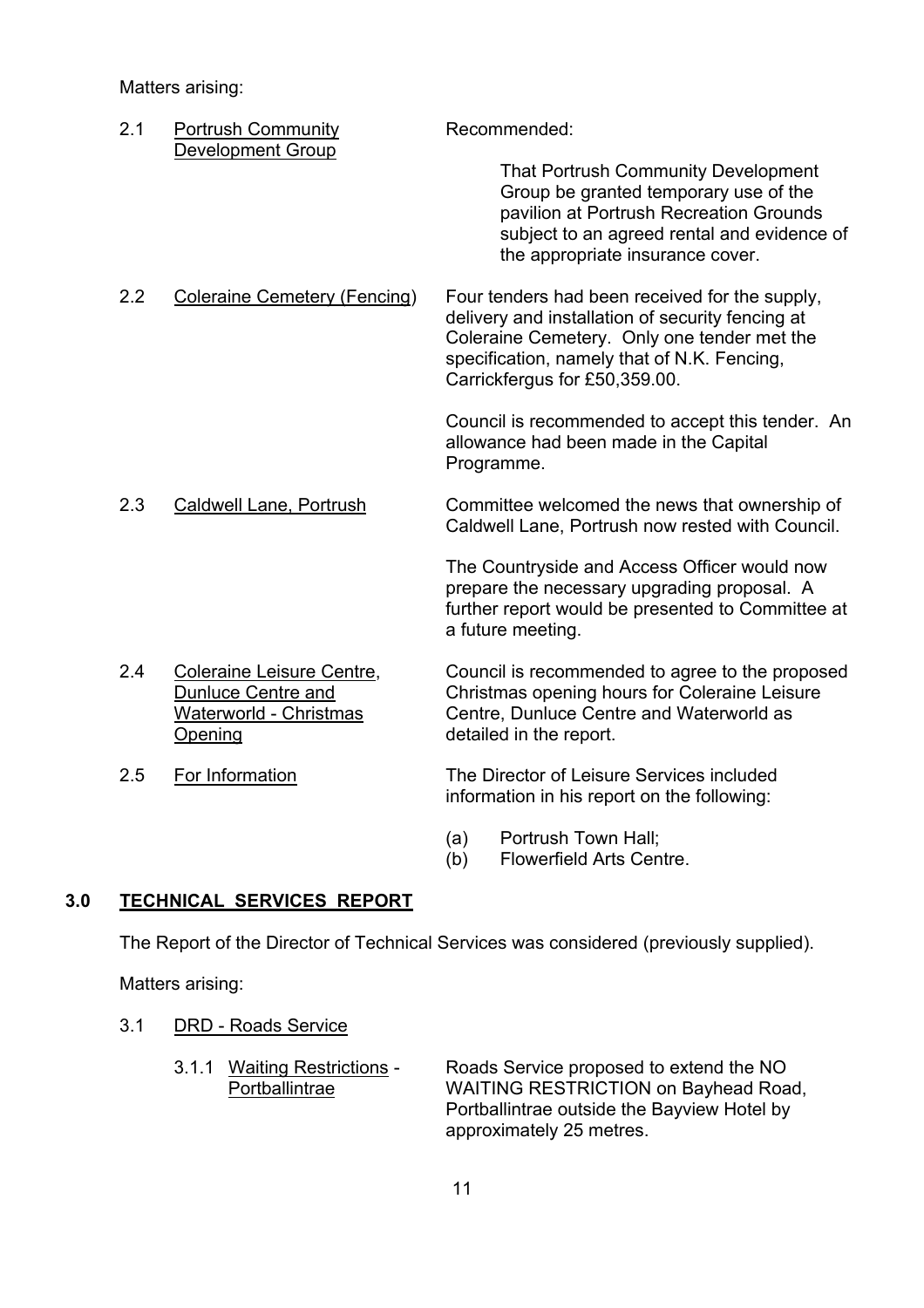Matters arising:

2.1 Portrush Community Development Group

Recommended:

That Portrush Community Development Group be granted temporary use of the pavilion at Portrush Recreation Grounds subject to an agreed rental and evidence of the appropriate insurance cover.

2.2 Coleraine Cemetery (Fencing)

Four tenders had been received for the supply, delivery and installation of security fencing at Coleraine Cemetery. Only one tender met the specification, namely that of N.K. Fencing, Carrickfergus for £50,359.00.

Council is recommended to accept this tender. An allowance had been made in the Capital Programme.

2.3 Caldwell Lane, Portrush

Committee welcomed the news that ownership of Caldwell Lane, Portrush now rested with Council.

The Countryside and Access Officer would now prepare the necessary upgrading proposal. A further report would be presented to Committee at a future meeting.

2.4 Coleraine Leisure Centre, Dunluce Centre and Waterworld - Christmas Opening

Council is recommended to agree to the proposed Christmas opening hours for Coleraine Leisure Centre, Dunluce Centre and Waterworld as detailed in the report.

2.5 For Information

The Director of Leisure Services included information in his report on the following:

(a) Portrush Town Hall;
(b) Flowerfield Arts Centre.

## 3.0 TECHNICAL SERVICES REPORT

The Report of the Director of Technical Services was considered (previously supplied).

Matters arising:

3.1 DRD - Roads Service

3.1.1 Waiting Restrictions - Portballintrae

Roads Service proposed to extend the NO WAITING RESTRICTION on Bayhead Road, Portballintrae outside the Bayview Hotel by approximately 25 metres.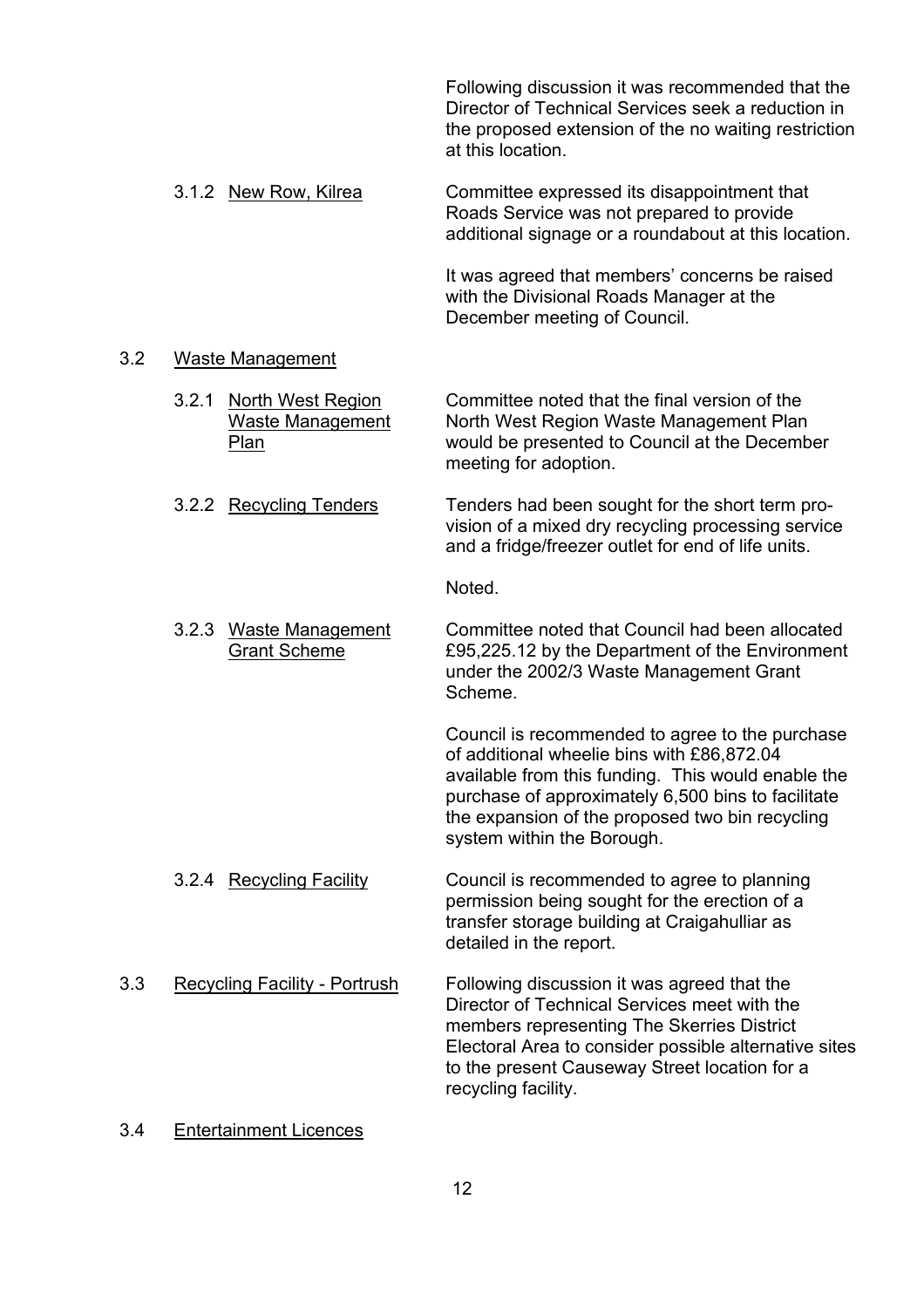Following discussion it was recommended that the Director of Technical Services seek a reduction in the proposed extension of the no waiting restriction at this location.

3.1.2 New Row, Kilrea

Committee expressed its disappointment that Roads Service was not prepared to provide additional signage or a roundabout at this location.

It was agreed that members' concerns be raised with the Divisional Roads Manager at the December meeting of Council.

3.2 Waste Management

3.2.1 North West Region Waste Management Plan

Committee noted that the final version of the North West Region Waste Management Plan would be presented to Council at the December meeting for adoption.

3.2.2 Recycling Tenders

Tenders had been sought for the short term provision of a mixed dry recycling processing service and a fridge/freezer outlet for end of life units.

Noted.

3.2.3 Waste Management Grant Scheme

Committee noted that Council had been allocated £95,225.12 by the Department of the Environment under the 2002/3 Waste Management Grant Scheme.

Council is recommended to agree to the purchase of additional wheelie bins with £86,872.04 available from this funding. This would enable the purchase of approximately 6,500 bins to facilitate the expansion of the proposed two bin recycling system within the Borough.

3.2.4 Recycling Facility

Council is recommended to agree to planning permission being sought for the erection of a transfer storage building at Craigahulliar as detailed in the report.

3.3 Recycling Facility - Portrush

Following discussion it was agreed that the Director of Technical Services meet with the members representing The Skerries District Electoral Area to consider possible alternative sites to the present Causeway Street location for a recycling facility.

3.4 Entertainment Licences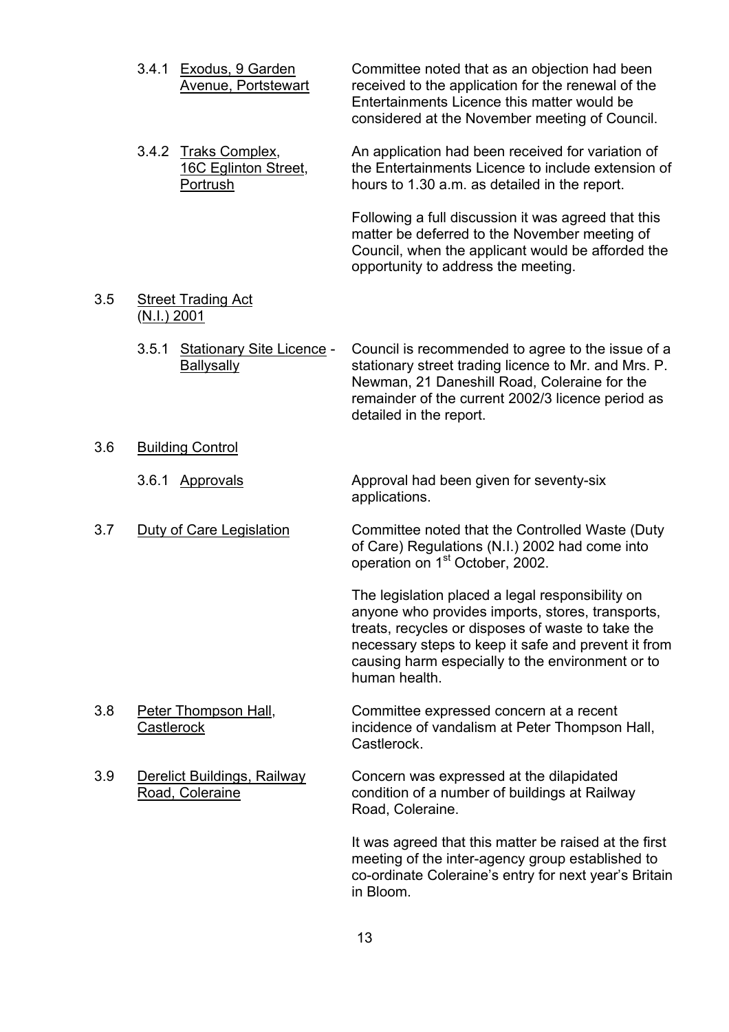3.4.1 Exodus, 9 Garden Avenue, Portstewart

Committee noted that as an objection had been received to the application for the renewal of the Entertainments Licence this matter would be considered at the November meeting of Council.

3.4.2 Traks Complex, 16C Eglinton Street, Portrush

An application had been received for variation of the Entertainments Licence to include extension of hours to 1.30 a.m. as detailed in the report.

Following a full discussion it was agreed that this matter be deferred to the November meeting of Council, when the applicant would be afforded the opportunity to address the meeting.

3.5 Street Trading Act (N.I.) 2001

3.5.1 Stationary Site Licence - Ballysally

Council is recommended to agree to the issue of a stationary street trading licence to Mr. and Mrs. P. Newman, 21 Daneshill Road, Coleraine for the remainder of the current 2002/3 licence period as detailed in the report.

3.6 Building Control

3.6.1 Approvals

Approval had been given for seventy-six applications.

3.7 Duty of Care Legislation

Committee noted that the Controlled Waste (Duty of Care) Regulations (N.I.) 2002 had come into operation on 1st October, 2002.

The legislation placed a legal responsibility on anyone who provides imports, stores, transports, treats, recycles or disposes of waste to take the necessary steps to keep it safe and prevent it from causing harm especially to the environment or to human health.

3.8 Peter Thompson Hall, Castlerock

Committee expressed concern at a recent incidence of vandalism at Peter Thompson Hall, Castlerock.

3.9 Derelict Buildings, Railway Road, Coleraine

Concern was expressed at the dilapidated condition of a number of buildings at Railway Road, Coleraine.

It was agreed that this matter be raised at the first meeting of the inter-agency group established to co-ordinate Coleraine's entry for next year's Britain in Bloom.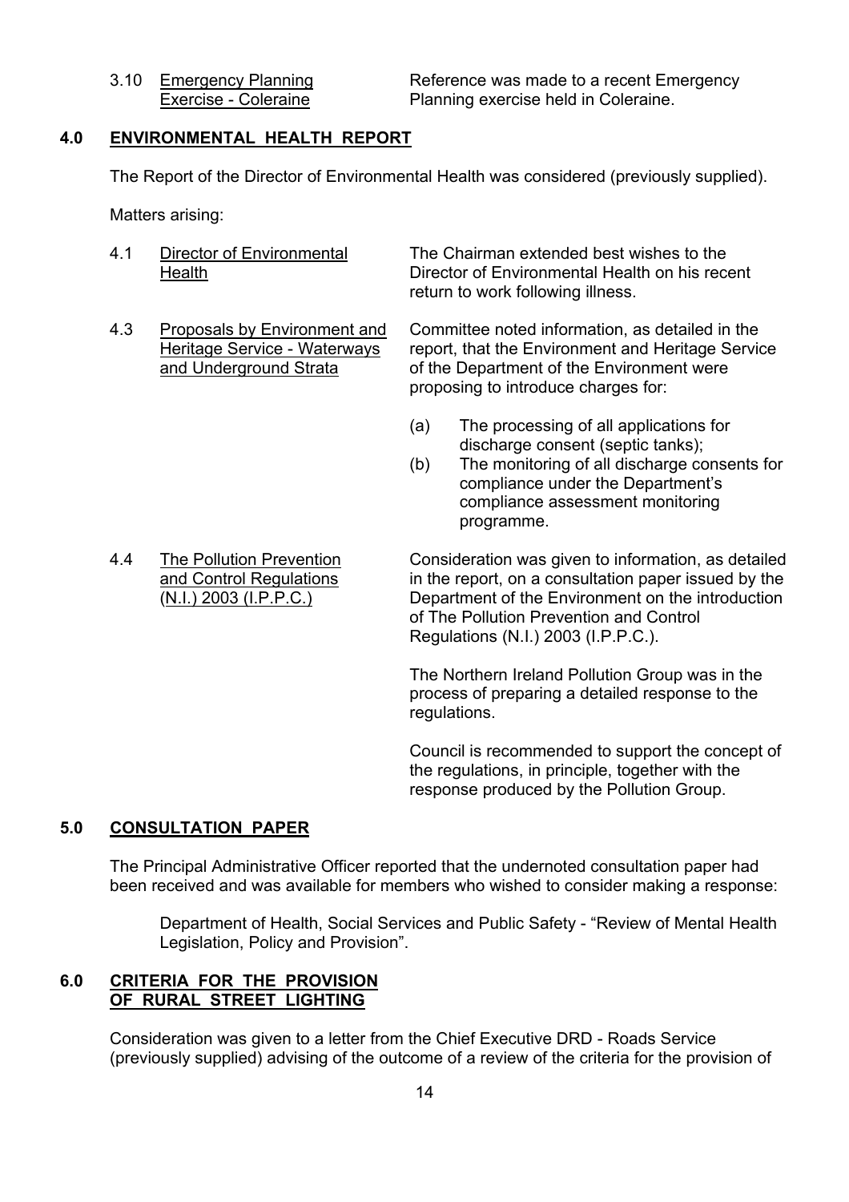3.10 Emergency Planning Exercise - Coleraine

Reference was made to a recent Emergency Planning exercise held in Coleraine.

## 4.0 ENVIRONMENTAL HEALTH REPORT

The Report of the Director of Environmental Health was considered (previously supplied).

Matters arising:

4.1 Director of Environmental Health

The Chairman extended best wishes to the Director of Environmental Health on his recent return to work following illness.

4.3 Proposals by Environment and Heritage Service - Waterways and Underground Strata

Committee noted information, as detailed in the report, that the Environment and Heritage Service of the Department of the Environment were proposing to introduce charges for:

(a) The processing of all applications for discharge consent (septic tanks);
(b) The monitoring of all discharge consents for compliance under the Department's compliance assessment monitoring programme.

4.4 The Pollution Prevention and Control Regulations (N.I.) 2003 (I.P.P.C.)

Consideration was given to information, as detailed in the report, on a consultation paper issued by the Department of the Environment on the introduction of The Pollution Prevention and Control Regulations (N.I.) 2003 (I.P.P.C.).

The Northern Ireland Pollution Group was in the process of preparing a detailed response to the regulations.

Council is recommended to support the concept of the regulations, in principle, together with the response produced by the Pollution Group.

## 5.0 CONSULTATION PAPER

The Principal Administrative Officer reported that the undernoted consultation paper had been received and was available for members who wished to consider making a response:

Department of Health, Social Services and Public Safety - "Review of Mental Health Legislation, Policy and Provision".

## 6.0 CRITERIA FOR THE PROVISION OF RURAL STREET LIGHTING

Consideration was given to a letter from the Chief Executive DRD - Roads Service (previously supplied) advising of the outcome of a review of the criteria for the provision of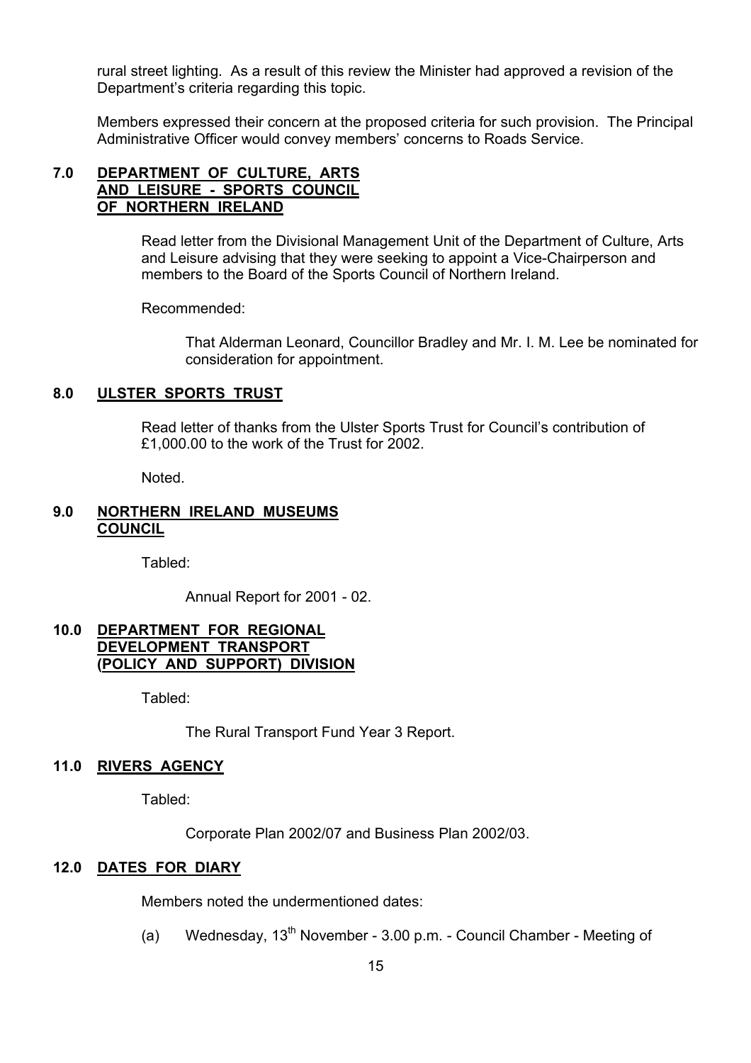rural street lighting. As a result of this review the Minister had approved a revision of the Department's criteria regarding this topic.

Members expressed their concern at the proposed criteria for such provision. The Principal Administrative Officer would convey members' concerns to Roads Service.

## 7.0 DEPARTMENT OF CULTURE, ARTS AND LEISURE - SPORTS COUNCIL OF NORTHERN IRELAND

Read letter from the Divisional Management Unit of the Department of Culture, Arts and Leisure advising that they were seeking to appoint a Vice-Chairperson and members to the Board of the Sports Council of Northern Ireland.

Recommended:

> That Alderman Leonard, Councillor Bradley and Mr. I. M. Lee be nominated for consideration for appointment.

## 8.0 ULSTER SPORTS TRUST

Read letter of thanks from the Ulster Sports Trust for Council's contribution of £1,000.00 to the work of the Trust for 2002.

Noted.

## 9.0 NORTHERN IRELAND MUSEUMS COUNCIL

Tabled:

> Annual Report for 2001 - 02.

## 10.0 DEPARTMENT FOR REGIONAL DEVELOPMENT TRANSPORT (POLICY AND SUPPORT) DIVISION

Tabled:

> The Rural Transport Fund Year 3 Report.

## 11.0 RIVERS AGENCY

Tabled:

> Corporate Plan 2002/07 and Business Plan 2002/03.

## 12.0 DATES FOR DIARY

Members noted the undermentioned dates:

(a) Wednesday, 13th November - 3.00 p.m. - Council Chamber - Meeting of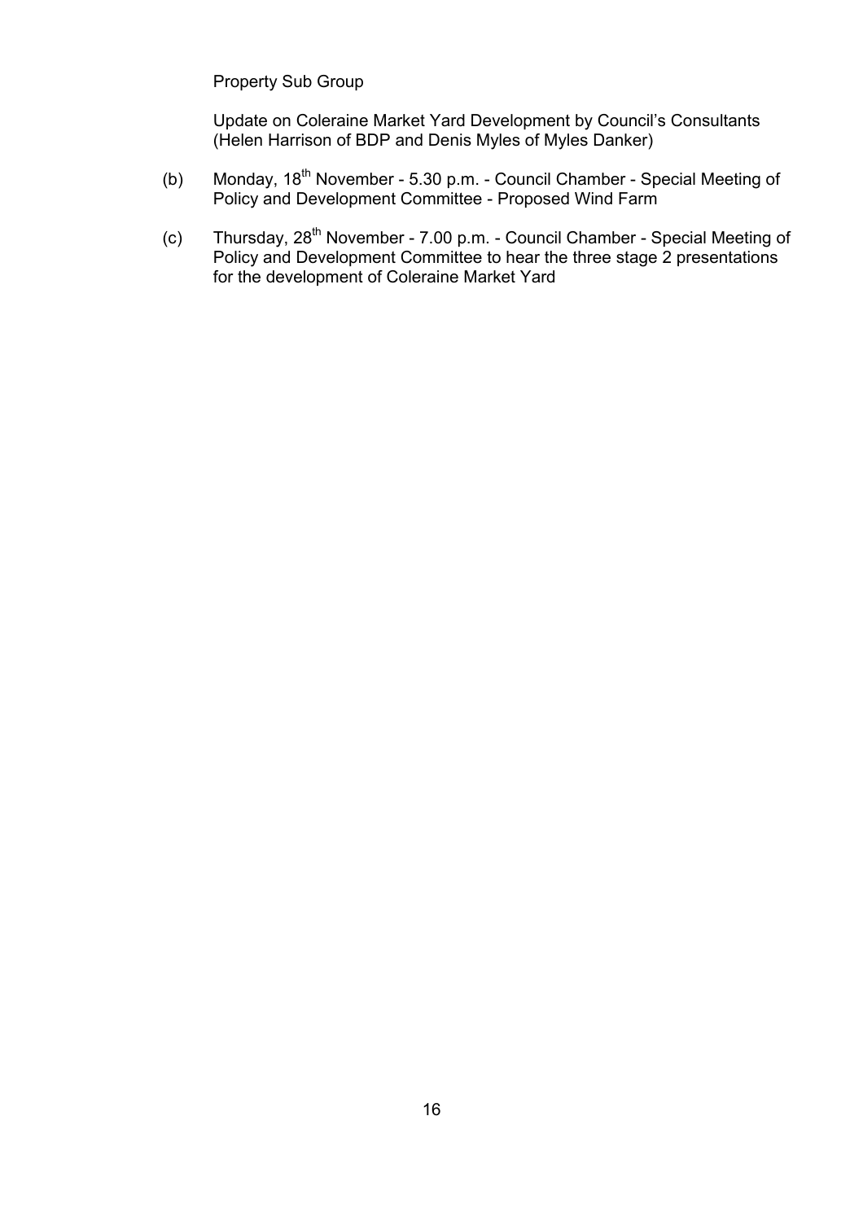Property Sub Group

Update on Coleraine Market Yard Development by Council's Consultants (Helen Harrison of BDP and Denis Myles of Myles Danker)

(b) Monday, 18th November - 5.30 p.m. - Council Chamber - Special Meeting of Policy and Development Committee - Proposed Wind Farm

(c) Thursday, 28th November - 7.00 p.m. - Council Chamber - Special Meeting of Policy and Development Committee to hear the three stage 2 presentations for the development of Coleraine Market Yard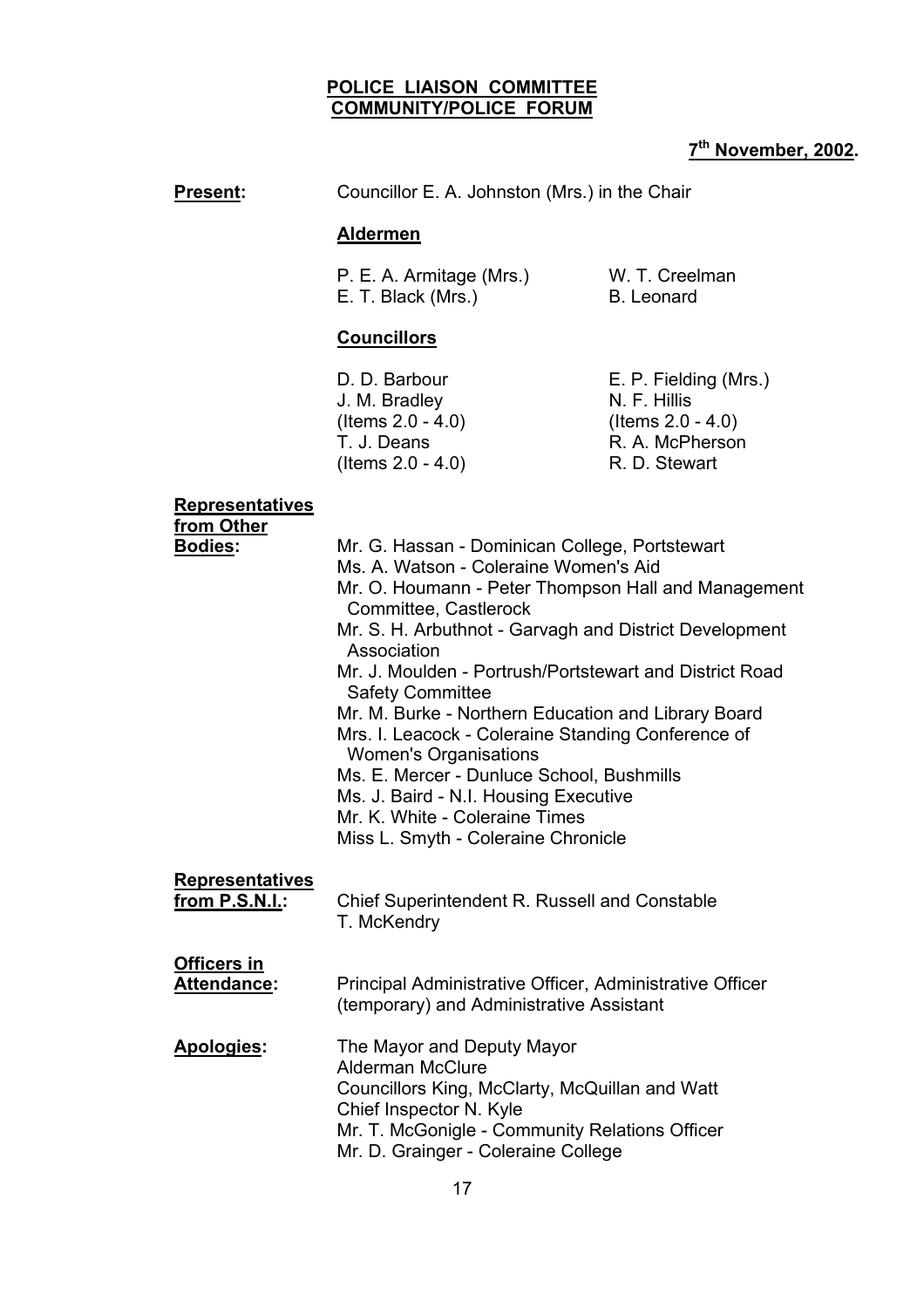**POLICE LIAISON COMMITTEE**
**COMMUNITY/POLICE FORUM**

**7th November, 2002.**

**Present:** Councillor E. A. Johnston (Mrs.) in the Chair

**Aldermen**

P. E. A. Armitage (Mrs.)
E. T. Black (Mrs.)
W. T. Creelman
B. Leonard

**Councillors**

D. D. Barbour
J. M. Bradley (Items 2.0 - 4.0)
T. J. Deans (Items 2.0 - 4.0)
E. P. Fielding (Mrs.)
N. F. Hillis (Items 2.0 - 4.0)
R. A. McPherson
R. D. Stewart

**Representatives from Other Bodies:**

Mr. G. Hassan - Dominican College, Portstewart
Ms. A. Watson - Coleraine Women's Aid
Mr. O. Houmann - Peter Thompson Hall and Management Committee, Castlerock
Mr. S. H. Arbuthnot - Garvagh and District Development Association
Mr. J. Moulden - Portrush/Portstewart and District Road Safety Committee
Mr. M. Burke - Northern Education and Library Board
Mrs. I. Leacock - Coleraine Standing Conference of Women's Organisations
Ms. E. Mercer - Dunluce School, Bushmills
Ms. J. Baird - N.I. Housing Executive
Mr. K. White - Coleraine Times
Miss L. Smyth - Coleraine Chronicle

**Representatives from P.S.N.I.:** Chief Superintendent R. Russell and Constable T. McKendry

**Officers in Attendance:** Principal Administrative Officer, Administrative Officer (temporary) and Administrative Assistant

**Apologies:** The Mayor and Deputy Mayor
Alderman McClure
Councillors King, McClarty, McQuillan and Watt
Chief Inspector N. Kyle
Mr. T. McGonigle - Community Relations Officer
Mr. D. Grainger - Coleraine College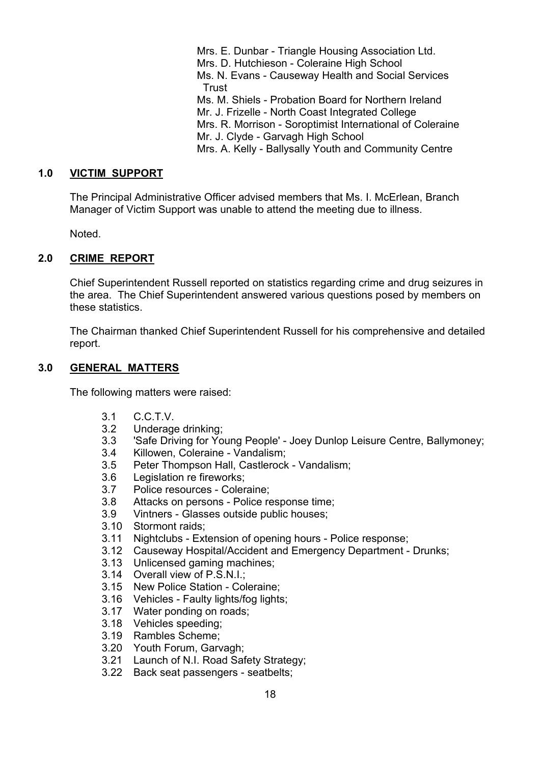Mrs. E. Dunbar - Triangle Housing Association Ltd.
Mrs. D. Hutchieson - Coleraine High School
Ms. N. Evans - Causeway Health and Social Services Trust
Ms. M. Shiels - Probation Board for Northern Ireland
Mr. J. Frizelle - North Coast Integrated College
Mrs. R. Morrison - Soroptimist International of Coleraine
Mr. J. Clyde - Garvagh High School
Mrs. A. Kelly - Ballysally Youth and Community Centre

## 1.0 VICTIM SUPPORT

The Principal Administrative Officer advised members that Ms. I. McErlean, Branch Manager of Victim Support was unable to attend the meeting due to illness.

Noted.

## 2.0 CRIME REPORT

Chief Superintendent Russell reported on statistics regarding crime and drug seizures in the area. The Chief Superintendent answered various questions posed by members on these statistics.

The Chairman thanked Chief Superintendent Russell for his comprehensive and detailed report.

## 3.0 GENERAL MATTERS

The following matters were raised:

3.1 C.C.T.V.
3.2 Underage drinking;
3.3 'Safe Driving for Young People' - Joey Dunlop Leisure Centre, Ballymoney;
3.4 Killowen, Coleraine - Vandalism;
3.5 Peter Thompson Hall, Castlerock - Vandalism;
3.6 Legislation re fireworks;
3.7 Police resources - Coleraine;
3.8 Attacks on persons - Police response time;
3.9 Vintners - Glasses outside public houses;
3.10 Stormont raids;
3.11 Nightclubs - Extension of opening hours - Police response;
3.12 Causeway Hospital/Accident and Emergency Department - Drunks;
3.13 Unlicensed gaming machines;
3.14 Overall view of P.S.N.I.;
3.15 New Police Station - Coleraine;
3.16 Vehicles - Faulty lights/fog lights;
3.17 Water ponding on roads;
3.18 Vehicles speeding;
3.19 Rambles Scheme;
3.20 Youth Forum, Garvagh;
3.21 Launch of N.I. Road Safety Strategy;
3.22 Back seat passengers - seatbelts;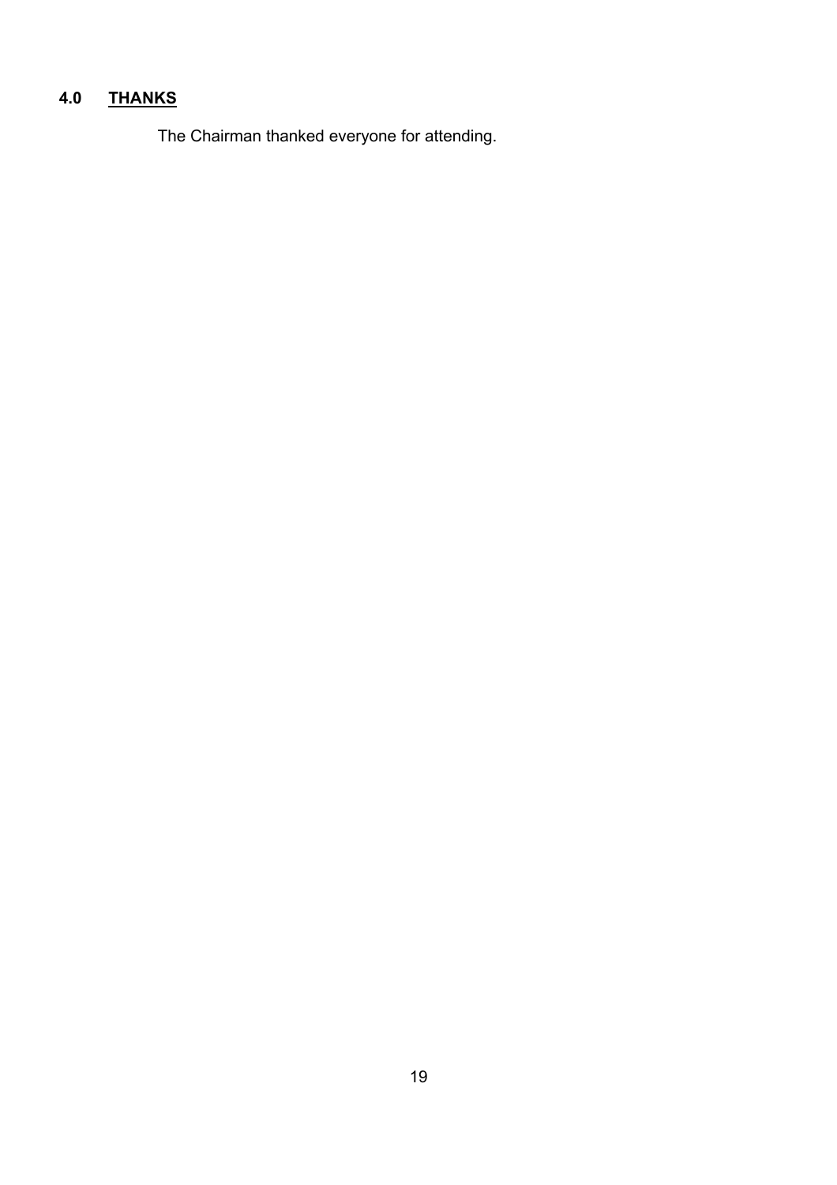## 4.0 THANKS

The Chairman thanked everyone for attending.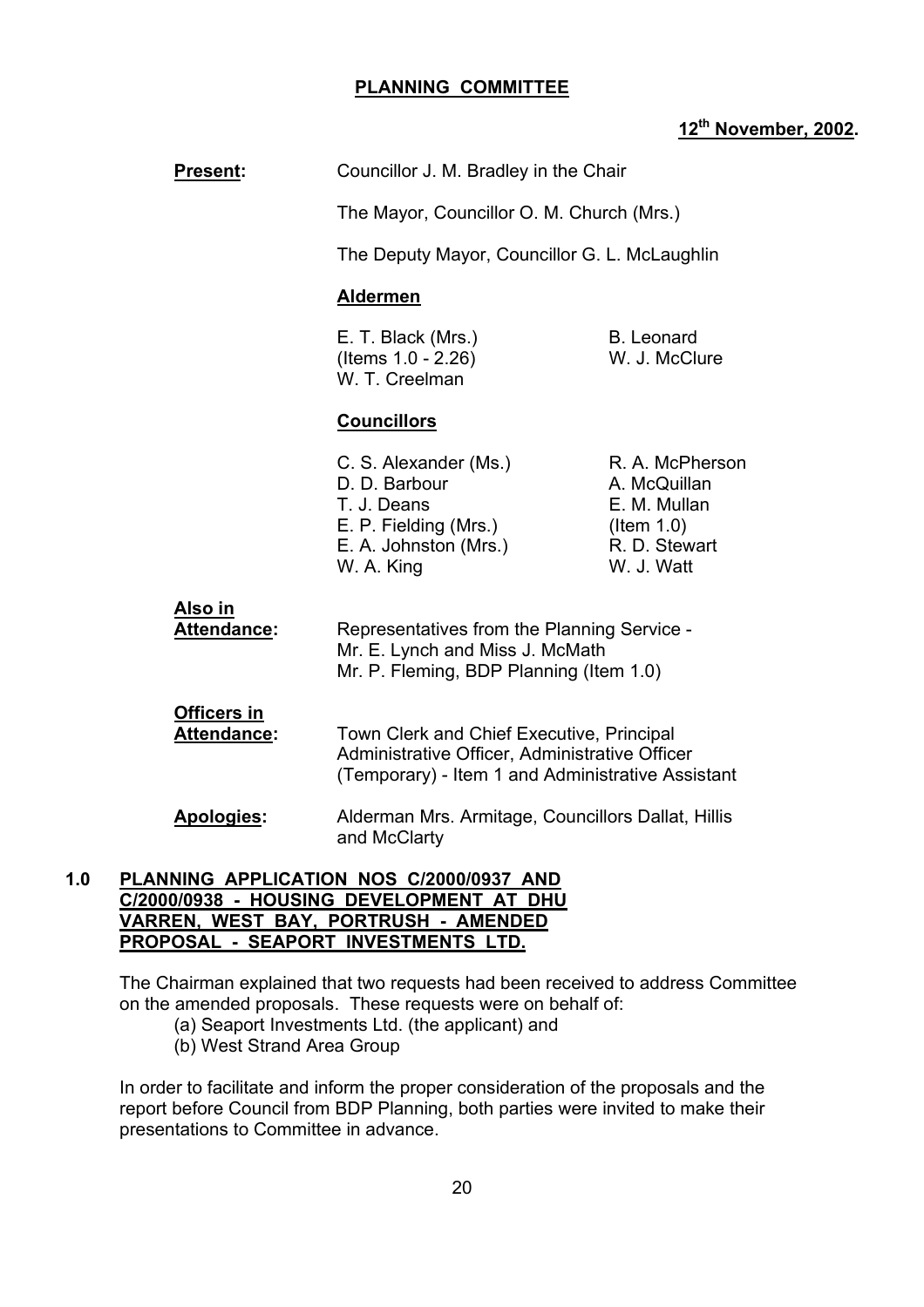**PLANNING COMMITTEE**

**12th November, 2002.**

**Present:** Councillor J. M. Bradley in the Chair

The Mayor, Councillor O. M. Church (Mrs.)

The Deputy Mayor, Councillor G. L. McLaughlin

**Aldermen**

E. T. Black (Mrs.) (Items 1.0 - 2.26)
W. T. Creelman
B. Leonard
W. J. McClure

**Councillors**

C. S. Alexander (Ms.)
D. D. Barbour
T. J. Deans
E. P. Fielding (Mrs.)
E. A. Johnston (Mrs.)
W. A. King
R. A. McPherson
A. McQuillan
E. M. Mullan (Item 1.0)
R. D. Stewart
W. J. Watt

**Also in Attendance:** Representatives from the Planning Service - Mr. E. Lynch and Miss J. McMath
Mr. P. Fleming, BDP Planning (Item 1.0)

**Officers in Attendance:** Town Clerk and Chief Executive, Principal Administrative Officer, Administrative Officer (Temporary) - Item 1 and Administrative Assistant

**Apologies:** Alderman Mrs. Armitage, Councillors Dallat, Hillis and McClarty

## 1.0 PLANNING APPLICATION NOS C/2000/0937 AND C/2000/0938 - HOUSING DEVELOPMENT AT DHU VARREN, WEST BAY, PORTRUSH - AMENDED PROPOSAL - SEAPORT INVESTMENTS LTD.

The Chairman explained that two requests had been received to address Committee on the amended proposals. These requests were on behalf of:

(a) Seaport Investments Ltd. (the applicant) and
(b) West Strand Area Group

In order to facilitate and inform the proper consideration of the proposals and the report before Council from BDP Planning, both parties were invited to make their presentations to Committee in advance.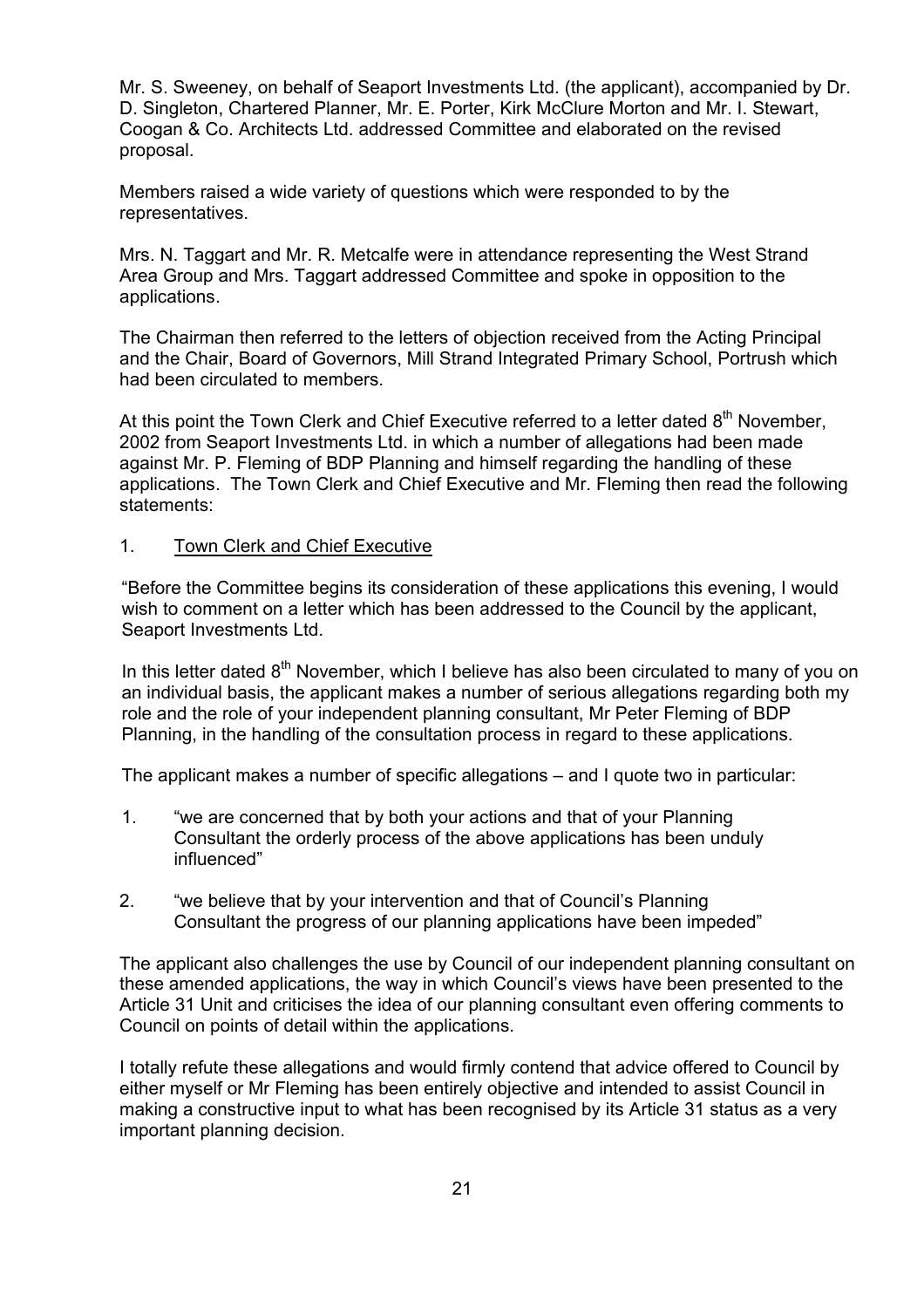Mr. S. Sweeney, on behalf of Seaport Investments Ltd. (the applicant), accompanied by Dr. D. Singleton, Chartered Planner, Mr. E. Porter, Kirk McClure Morton and Mr. I. Stewart, Coogan & Co. Architects Ltd. addressed Committee and elaborated on the revised proposal.

Members raised a wide variety of questions which were responded to by the representatives.

Mrs. N. Taggart and Mr. R. Metcalfe were in attendance representing the West Strand Area Group and Mrs. Taggart addressed Committee and spoke in opposition to the applications.

The Chairman then referred to the letters of objection received from the Acting Principal and the Chair, Board of Governors, Mill Strand Integrated Primary School, Portrush which had been circulated to members.

At this point the Town Clerk and Chief Executive referred to a letter dated 8th November, 2002 from Seaport Investments Ltd. in which a number of allegations had been made against Mr. P. Fleming of BDP Planning and himself regarding the handling of these applications. The Town Clerk and Chief Executive and Mr. Fleming then read the following statements:

1. Town Clerk and Chief Executive

"Before the Committee begins its consideration of these applications this evening, I would wish to comment on a letter which has been addressed to the Council by the applicant, Seaport Investments Ltd.

In this letter dated 8th November, which I believe has also been circulated to many of you on an individual basis, the applicant makes a number of serious allegations regarding both my role and the role of your independent planning consultant, Mr Peter Fleming of BDP Planning, in the handling of the consultation process in regard to these applications.

The applicant makes a number of specific allegations – and I quote two in particular:

1. "we are concerned that by both your actions and that of your Planning Consultant the orderly process of the above applications has been unduly influenced"

2. "we believe that by your intervention and that of Council's Planning Consultant the progress of our planning applications have been impeded"

The applicant also challenges the use by Council of our independent planning consultant on these amended applications, the way in which Council's views have been presented to the Article 31 Unit and criticises the idea of our planning consultant even offering comments to Council on points of detail within the applications.

I totally refute these allegations and would firmly contend that advice offered to Council by either myself or Mr Fleming has been entirely objective and intended to assist Council in making a constructive input to what has been recognised by its Article 31 status as a very important planning decision.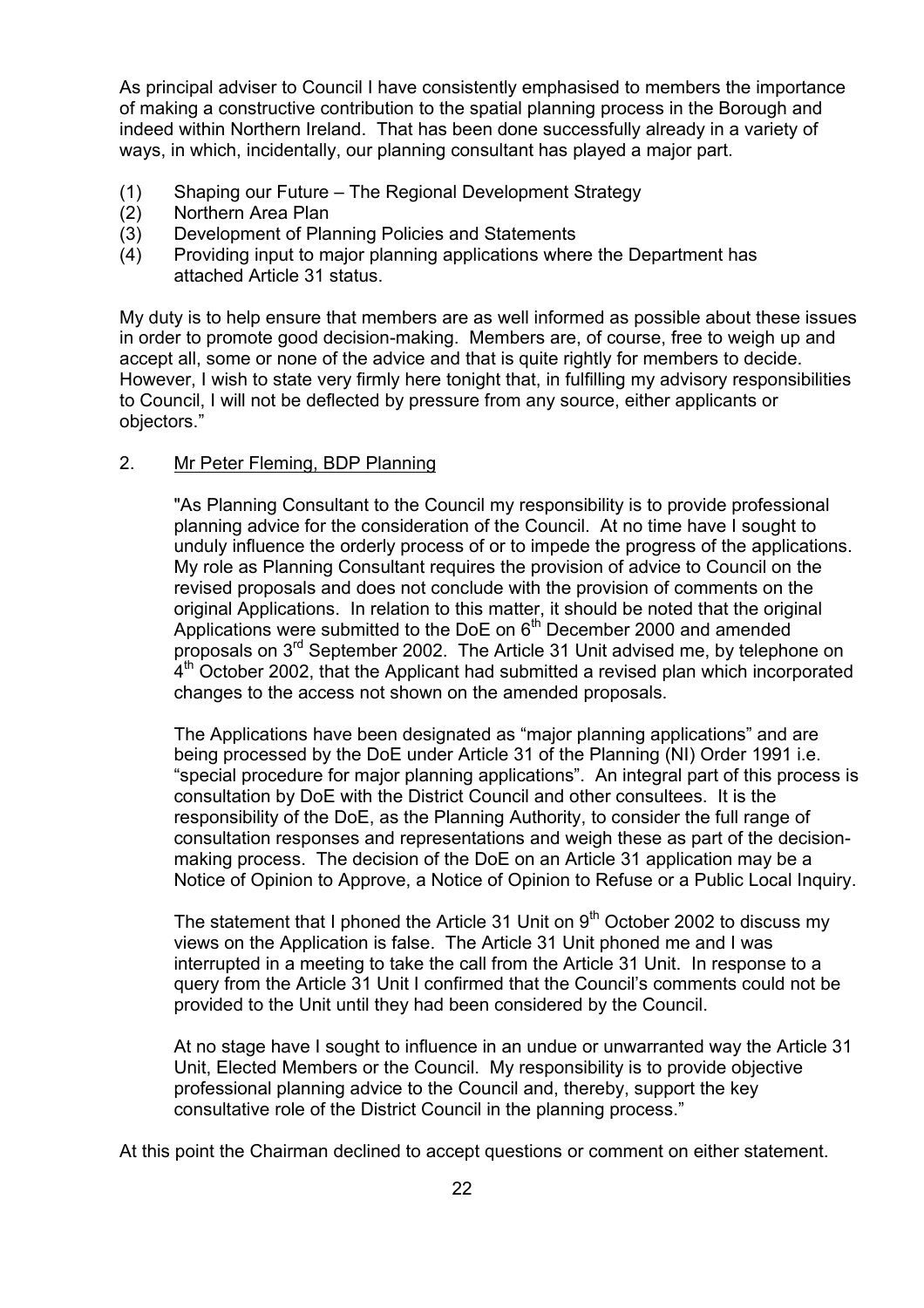As principal adviser to Council I have consistently emphasised to members the importance of making a constructive contribution to the spatial planning process in the Borough and indeed within Northern Ireland. That has been done successfully already in a variety of ways, in which, incidentally, our planning consultant has played a major part.

(1) Shaping our Future – The Regional Development Strategy
(2) Northern Area Plan
(3) Development of Planning Policies and Statements
(4) Providing input to major planning applications where the Department has attached Article 31 status.

My duty is to help ensure that members are as well informed as possible about these issues in order to promote good decision-making. Members are, of course, free to weigh up and accept all, some or none of the advice and that is quite rightly for members to decide. However, I wish to state very firmly here tonight that, in fulfilling my advisory responsibilities to Council, I will not be deflected by pressure from any source, either applicants or objectors."

2. Mr Peter Fleming, BDP Planning

"As Planning Consultant to the Council my responsibility is to provide professional planning advice for the consideration of the Council. At no time have I sought to unduly influence the orderly process of or to impede the progress of the applications. My role as Planning Consultant requires the provision of advice to Council on the revised proposals and does not conclude with the provision of comments on the original Applications. In relation to this matter, it should be noted that the original Applications were submitted to the DoE on 6th December 2000 and amended proposals on 3rd September 2002. The Article 31 Unit advised me, by telephone on 4th October 2002, that the Applicant had submitted a revised plan which incorporated changes to the access not shown on the amended proposals.

The Applications have been designated as "major planning applications" and are being processed by the DoE under Article 31 of the Planning (NI) Order 1991 i.e. "special procedure for major planning applications". An integral part of this process is consultation by DoE with the District Council and other consultees. It is the responsibility of the DoE, as the Planning Authority, to consider the full range of consultation responses and representations and weigh these as part of the decision-making process. The decision of the DoE on an Article 31 application may be a Notice of Opinion to Approve, a Notice of Opinion to Refuse or a Public Local Inquiry.

The statement that I phoned the Article 31 Unit on 9th October 2002 to discuss my views on the Application is false. The Article 31 Unit phoned me and I was interrupted in a meeting to take the call from the Article 31 Unit. In response to a query from the Article 31 Unit I confirmed that the Council's comments could not be provided to the Unit until they had been considered by the Council.

At no stage have I sought to influence in an undue or unwarranted way the Article 31 Unit, Elected Members or the Council. My responsibility is to provide objective professional planning advice to the Council and, thereby, support the key consultative role of the District Council in the planning process."

At this point the Chairman declined to accept questions or comment on either statement.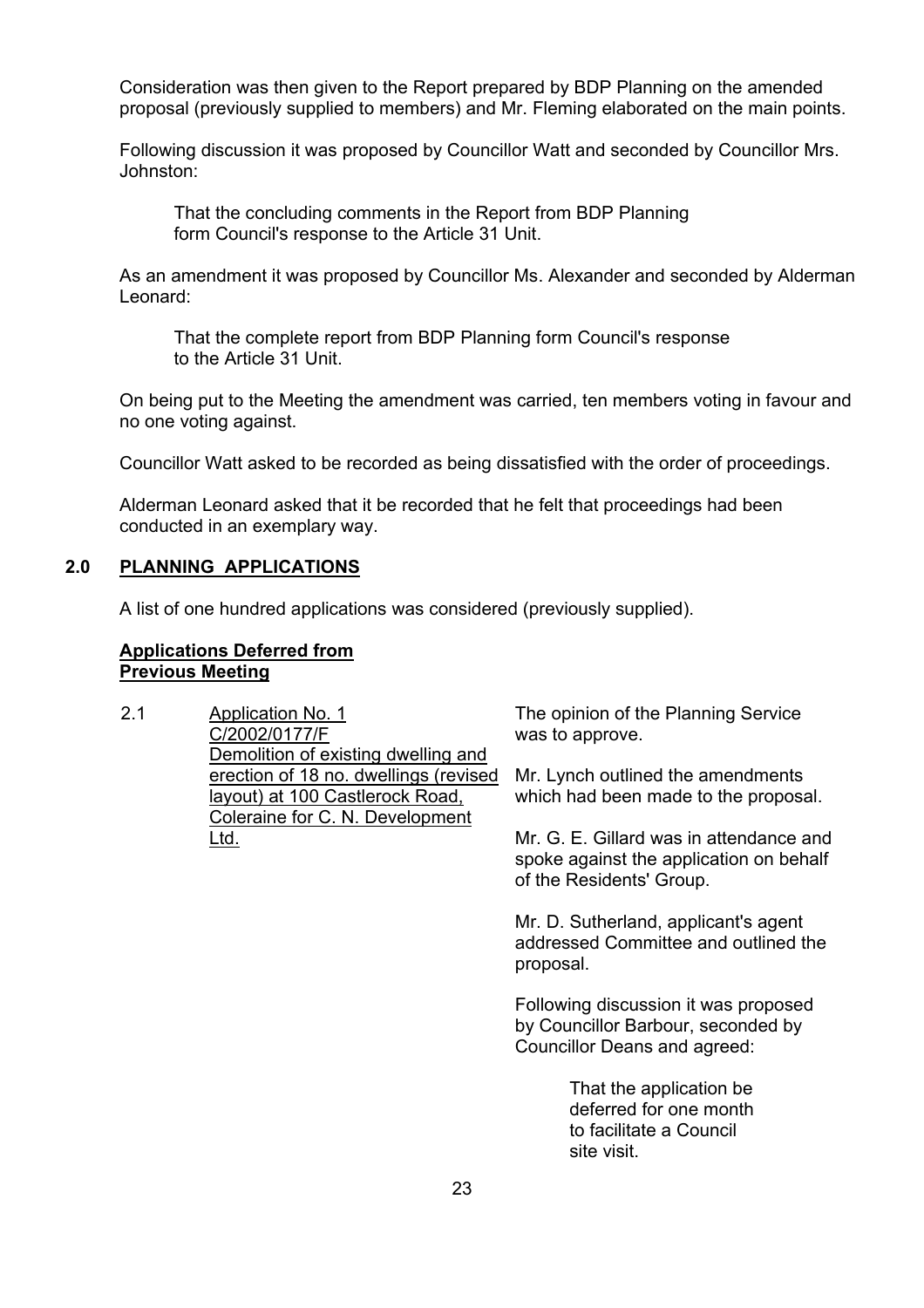Consideration was then given to the Report prepared by BDP Planning on the amended proposal (previously supplied to members) and Mr. Fleming elaborated on the main points.

Following discussion it was proposed by Councillor Watt and seconded by Councillor Mrs. Johnston:

> That the concluding comments in the Report from BDP Planning form Council's response to the Article 31 Unit.

As an amendment it was proposed by Councillor Ms. Alexander and seconded by Alderman Leonard:

> That the complete report from BDP Planning form Council's response to the Article 31 Unit.

On being put to the Meeting the amendment was carried, ten members voting in favour and no one voting against.

Councillor Watt asked to be recorded as being dissatisfied with the order of proceedings.

Alderman Leonard asked that it be recorded that he felt that proceedings had been conducted in an exemplary way.

## 2.0 PLANNING APPLICATIONS

A list of one hundred applications was considered (previously supplied).

### Applications Deferred from Previous Meeting

2.1 Application No. 1
C/2002/0177/F
Demolition of existing dwelling and erection of 18 no. dwellings (revised layout) at 100 Castlerock Road, Coleraine for C. N. Development Ltd.

The opinion of the Planning Service was to approve.

Mr. Lynch outlined the amendments which had been made to the proposal.

Mr. G. E. Gillard was in attendance and spoke against the application on behalf of the Residents' Group.

Mr. D. Sutherland, applicant's agent addressed Committee and outlined the proposal.

Following discussion it was proposed by Councillor Barbour, seconded by Councillor Deans and agreed:

> That the application be deferred for one month to facilitate a Council site visit.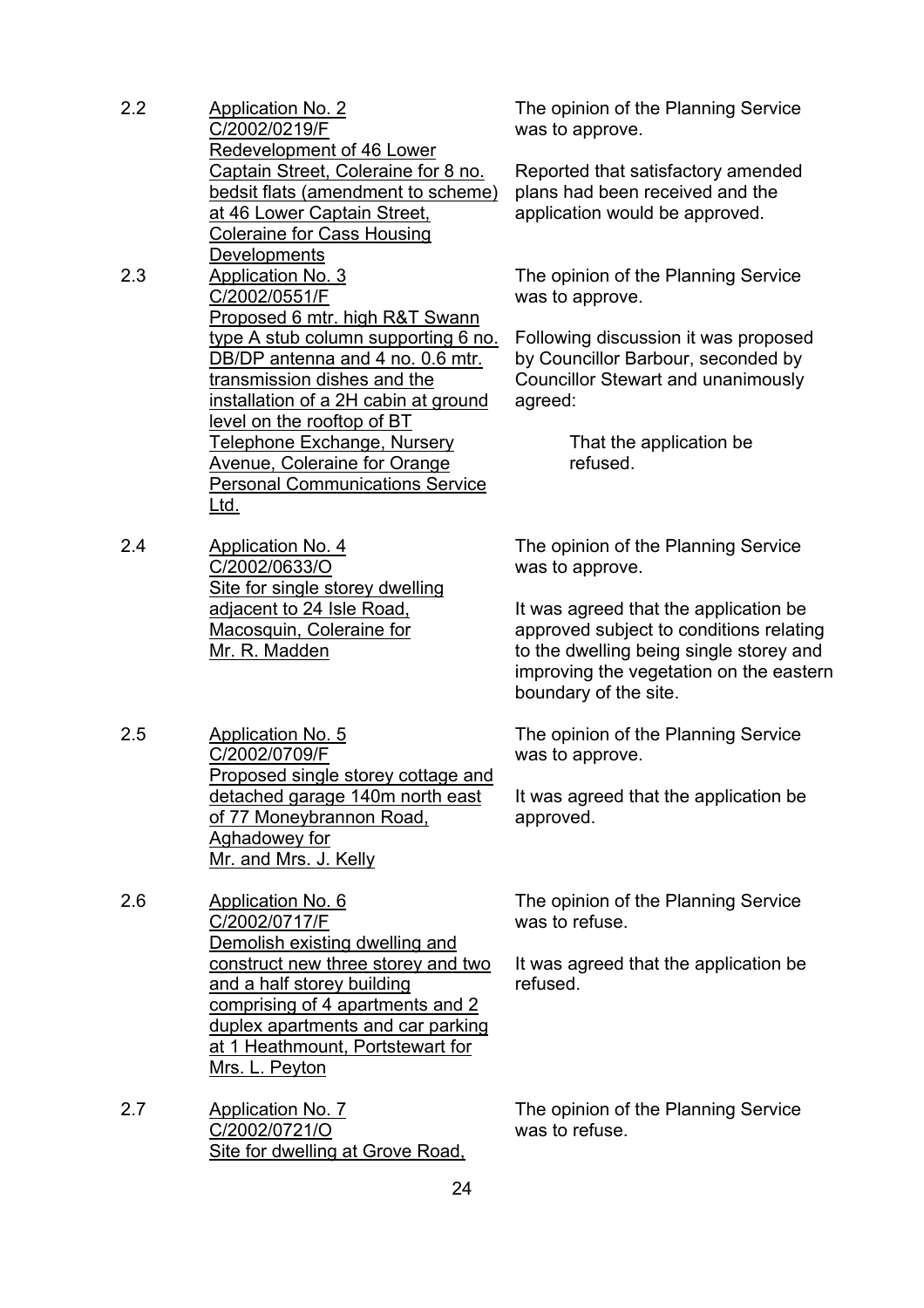2.2 <u>Application No. 2
C/2002/0219/F
Redevelopment of 46 Lower Captain Street, Coleraine for 8 no. bedsit flats (amendment to scheme) at 46 Lower Captain Street, Coleraine for Cass Housing Developments</u>

The opinion of the Planning Service was to approve.

Reported that satisfactory amended plans had been received and the application would be approved.

2.3 <u>Application No. 3
C/2002/0551/F
Proposed 6 mtr. high R&T Swann type A stub column supporting 6 no. DB/DP antenna and 4 no. 0.6 mtr. transmission dishes and the installation of a 2H cabin at ground level on the rooftop of BT Telephone Exchange, Nursery Avenue, Coleraine for Orange Personal Communications Service Ltd.</u>

The opinion of the Planning Service was to approve.

Following discussion it was proposed by Councillor Barbour, seconded by Councillor Stewart and unanimously agreed:

> That the application be refused.

2.4 <u>Application No. 4
C/2002/0633/O
Site for single storey dwelling adjacent to 24 Isle Road, Macosquin, Coleraine for Mr. R. Madden</u>

The opinion of the Planning Service was to approve.

It was agreed that the application be approved subject to conditions relating to the dwelling being single storey and improving the vegetation on the eastern boundary of the site.

2.5 <u>Application No. 5
C/2002/0709/F
Proposed single storey cottage and detached garage 140m north east of 77 Moneybrannon Road, Aghadowey for Mr. and Mrs. J. Kelly</u>

The opinion of the Planning Service was to approve.

It was agreed that the application be approved.

2.6 <u>Application No. 6
C/2002/0717/F
Demolish existing dwelling and construct new three storey and two and a half storey building comprising of 4 apartments and 2 duplex apartments and car parking at 1 Heathmount, Portstewart for Mrs. L. Peyton</u>

The opinion of the Planning Service was to refuse.

It was agreed that the application be refused.

2.7 <u>Application No. 7
C/2002/0721/O
Site for dwelling at Grove Road,</u>

The opinion of the Planning Service was to refuse.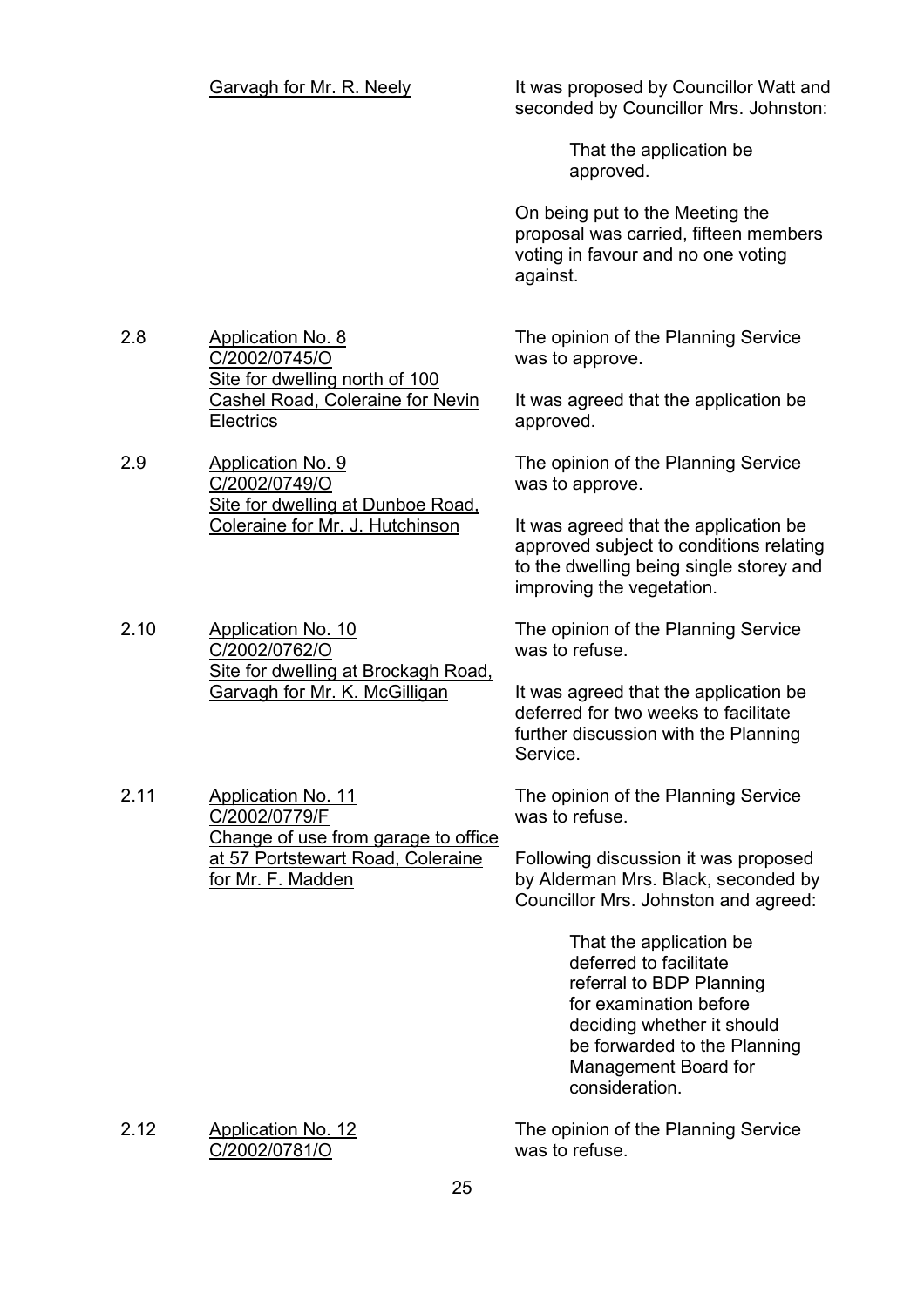<u>Garvagh for Mr. R. Neely</u>

It was proposed by Councillor Watt and seconded by Councillor Mrs. Johnston:

> That the application be approved.

On being put to the Meeting the proposal was carried, fifteen members voting in favour and no one voting against.

2.8 <u>Application No. 8</u>
<u>C/2002/0745/O</u>
<u>Site for dwelling north of 100 Cashel Road, Coleraine for Nevin Electrics</u>

The opinion of the Planning Service was to approve.

It was agreed that the application be approved.

2.9 <u>Application No. 9</u>
<u>C/2002/0749/O</u>
<u>Site for dwelling at Dunboe Road, Coleraine for Mr. J. Hutchinson</u>

The opinion of the Planning Service was to approve.

It was agreed that the application be approved subject to conditions relating to the dwelling being single storey and improving the vegetation.

2.10 <u>Application No. 10</u>
<u>C/2002/0762/O</u>
<u>Site for dwelling at Brockagh Road, Garvagh for Mr. K. McGilligan</u>

The opinion of the Planning Service was to refuse.

It was agreed that the application be deferred for two weeks to facilitate further discussion with the Planning Service.

2.11 <u>Application No. 11</u>
<u>C/2002/0779/F</u>
<u>Change of use from garage to office at 57 Portstewart Road, Coleraine for Mr. F. Madden</u>

The opinion of the Planning Service was to refuse.

Following discussion it was proposed by Alderman Mrs. Black, seconded by Councillor Mrs. Johnston and agreed:

> That the application be deferred to facilitate referral to BDP Planning for examination before deciding whether it should be forwarded to the Planning Management Board for consideration.

2.12 <u>Application No. 12</u>
<u>C/2002/0781/O</u>

The opinion of the Planning Service was to refuse.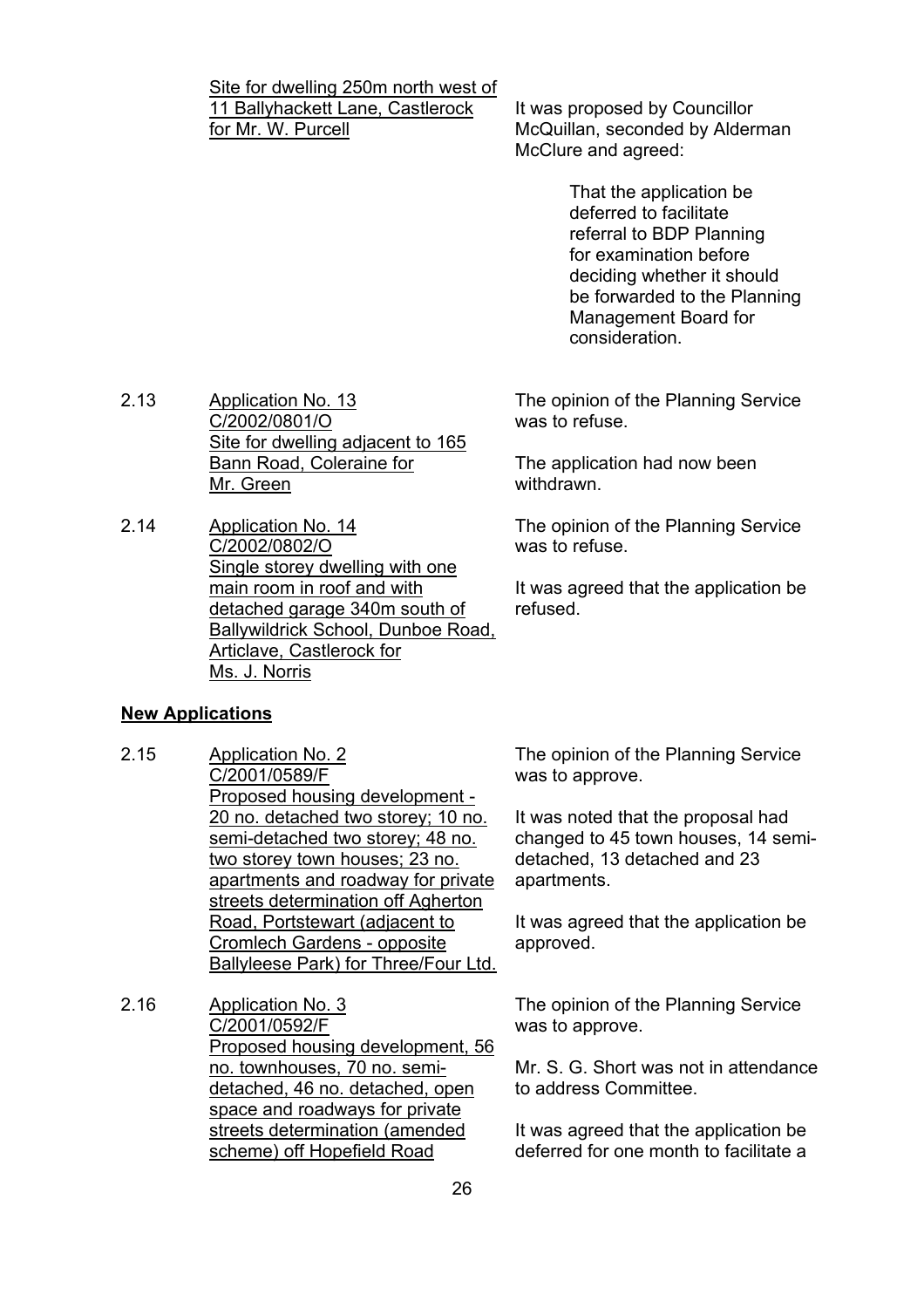Site for dwelling 250m north west of 11 Ballyhackett Lane, Castlerock for Mr. W. Purcell

It was proposed by Councillor McQuillan, seconded by Alderman McClure and agreed:

> That the application be deferred to facilitate referral to BDP Planning for examination before deciding whether it should be forwarded to the Planning Management Board for consideration.

2.13 Application No. 13 C/2002/0801/O Site for dwelling adjacent to 165 Bann Road, Coleraine for Mr. Green

The opinion of the Planning Service was to refuse.

The application had now been withdrawn.

2.14 Application No. 14 C/2002/0802/O Single storey dwelling with one main room in roof and with detached garage 340m south of Ballywildrick School, Dunboe Road, Articlave, Castlerock for Ms. J. Norris

The opinion of the Planning Service was to refuse.

It was agreed that the application be refused.

**New Applications**

2.15 Application No. 2 C/2001/0589/F Proposed housing development - 20 no. detached two storey; 10 no. semi-detached two storey; 48 no. two storey town houses; 23 no. apartments and roadway for private streets determination off Agherton Road, Portstewart (adjacent to Cromlech Gardens - opposite Ballyleese Park) for Three/Four Ltd.

The opinion of the Planning Service was to approve.

It was noted that the proposal had changed to 45 town houses, 14 semi-detached, 13 detached and 23 apartments.

It was agreed that the application be approved.

2.16 Application No. 3 C/2001/0592/F Proposed housing development, 56 no. townhouses, 70 no. semi-detached, 46 no. detached, open space and roadways for private streets determination (amended scheme) off Hopefield Road

The opinion of the Planning Service was to approve.

Mr. S. G. Short was not in attendance to address Committee.

It was agreed that the application be deferred for one month to facilitate a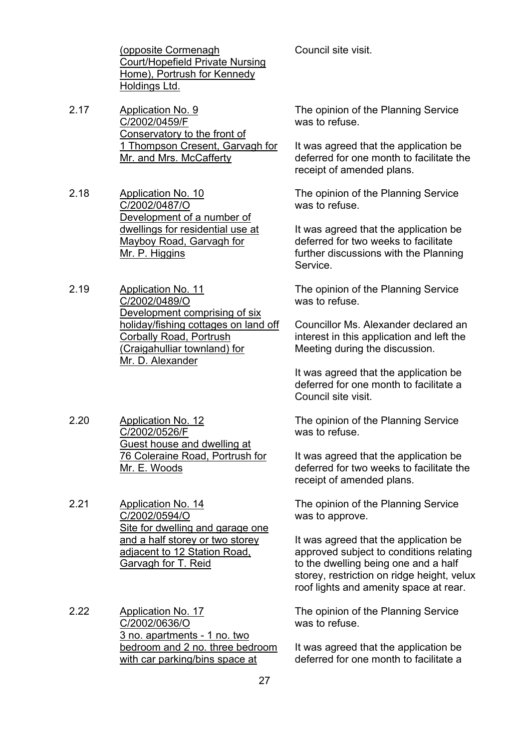| | | |
|---|---|---|
| | <u>(opposite Cormenagh Court/Hopefield Private Nursing Home), Portrush for Kennedy Holdings Ltd.</u> | Council site visit. |
| 2.17 | <u>Application No. 9</u><br><u>C/2002/0459/F</u><br><u>Conservatory to the front of 1 Thompson Cresent, Garvagh for Mr. and Mrs. McCafferty</u> | The opinion of the Planning Service was to refuse.<br><br>It was agreed that the application be deferred for one month to facilitate the receipt of amended plans. |
| 2.18 | <u>Application No. 10</u><br><u>C/2002/0487/O</u><br><u>Development of a number of dwellings for residential use at Mayboy Road, Garvagh for Mr. P. Higgins</u> | The opinion of the Planning Service was to refuse.<br><br>It was agreed that the application be deferred for two weeks to facilitate further discussions with the Planning Service. |
| 2.19 | <u>Application No. 11</u><br><u>C/2002/0489/O</u><br><u>Development comprising of six holiday/fishing cottages on land off Corbally Road, Portrush (Craigahulliar townland) for Mr. D. Alexander</u> | The opinion of the Planning Service was to refuse.<br><br>Councillor Ms. Alexander declared an interest in this application and left the Meeting during the discussion.<br><br>It was agreed that the application be deferred for one month to facilitate a Council site visit. |
| 2.20 | <u>Application No. 12</u><br><u>C/2002/0526/F</u><br><u>Guest house and dwelling at 76 Coleraine Road, Portrush for Mr. E. Woods</u> | The opinion of the Planning Service was to refuse.<br><br>It was agreed that the application be deferred for two weeks to facilitate the receipt of amended plans. |
| 2.21 | <u>Application No. 14</u><br><u>C/2002/0594/O</u><br><u>Site for dwelling and garage one and a half storey or two storey adjacent to 12 Station Road, Garvagh for T. Reid</u> | The opinion of the Planning Service was to approve.<br><br>It was agreed that the application be approved subject to conditions relating to the dwelling being one and a half storey, restriction on ridge height, velux roof lights and amenity space at rear. |
| 2.22 | <u>Application No. 17</u><br><u>C/2002/0636/O</u><br><u>3 no. apartments - 1 no. two bedroom and 2 no. three bedroom with car parking/bins space at</u> | The opinion of the Planning Service was to refuse.<br><br>It was agreed that the application be deferred for one month to facilitate a |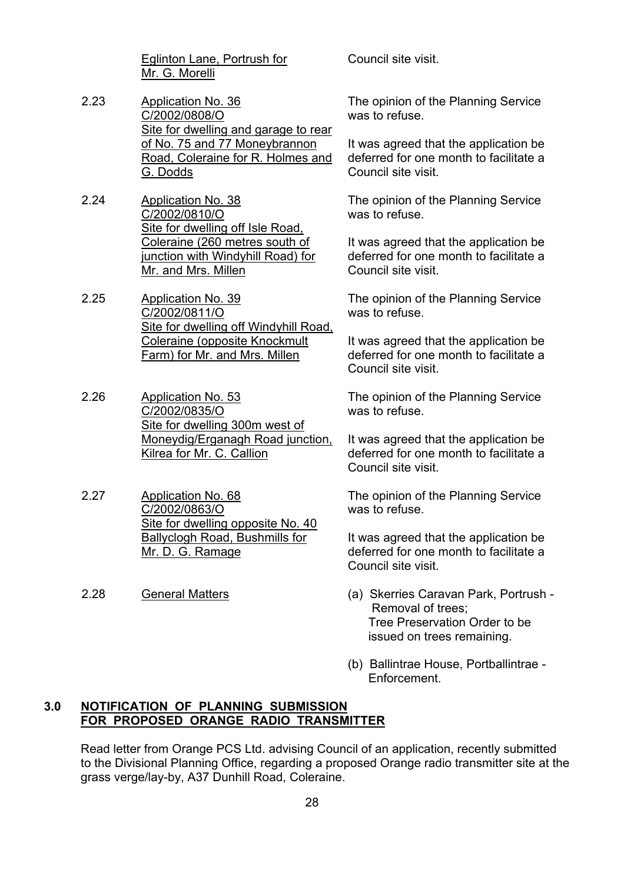| | | |
|---|---|---|
| | Eglinton Lane, Portrush for Mr. G. Morelli | Council site visit. |
| 2.23 | Application No. 36<br>C/2002/0808/O<br>Site for dwelling and garage to rear of No. 75 and 77 Moneybrannon Road, Coleraine for R. Holmes and G. Dodds | The opinion of the Planning Service was to refuse.<br><br>It was agreed that the application be deferred for one month to facilitate a Council site visit. |
| 2.24 | Application No. 38<br>C/2002/0810/O<br>Site for dwelling off Isle Road, Coleraine (260 metres south of junction with Windyhill Road) for Mr. and Mrs. Millen | The opinion of the Planning Service was to refuse.<br><br>It was agreed that the application be deferred for one month to facilitate a Council site visit. |
| 2.25 | Application No. 39<br>C/2002/0811/O<br>Site for dwelling off Windyhill Road, Coleraine (opposite Knockmult Farm) for Mr. and Mrs. Millen | The opinion of the Planning Service was to refuse.<br><br>It was agreed that the application be deferred for one month to facilitate a Council site visit. |
| 2.26 | Application No. 53<br>C/2002/0835/O<br>Site for dwelling 300m west of Moneydig/Erganagh Road junction, Kilrea for Mr. C. Callion | The opinion of the Planning Service was to refuse.<br><br>It was agreed that the application be deferred for one month to facilitate a Council site visit. |
| 2.27 | Application No. 68<br>C/2002/0863/O<br>Site for dwelling opposite No. 40 Ballyclogh Road, Bushmills for Mr. D. G. Ramage | The opinion of the Planning Service was to refuse.<br><br>It was agreed that the application be deferred for one month to facilitate a Council site visit. |
| 2.28 | General Matters | (a) Skerries Caravan Park, Portrush - Removal of trees; Tree Preservation Order to be issued on trees remaining.<br><br>(b) Ballintrae House, Portballintrae - Enforcement. |

## 3.0 NOTIFICATION OF PLANNING SUBMISSION FOR PROPOSED ORANGE RADIO TRANSMITTER

Read letter from Orange PCS Ltd. advising Council of an application, recently submitted to the Divisional Planning Office, regarding a proposed Orange radio transmitter site at the grass verge/lay-by, A37 Dunhill Road, Coleraine.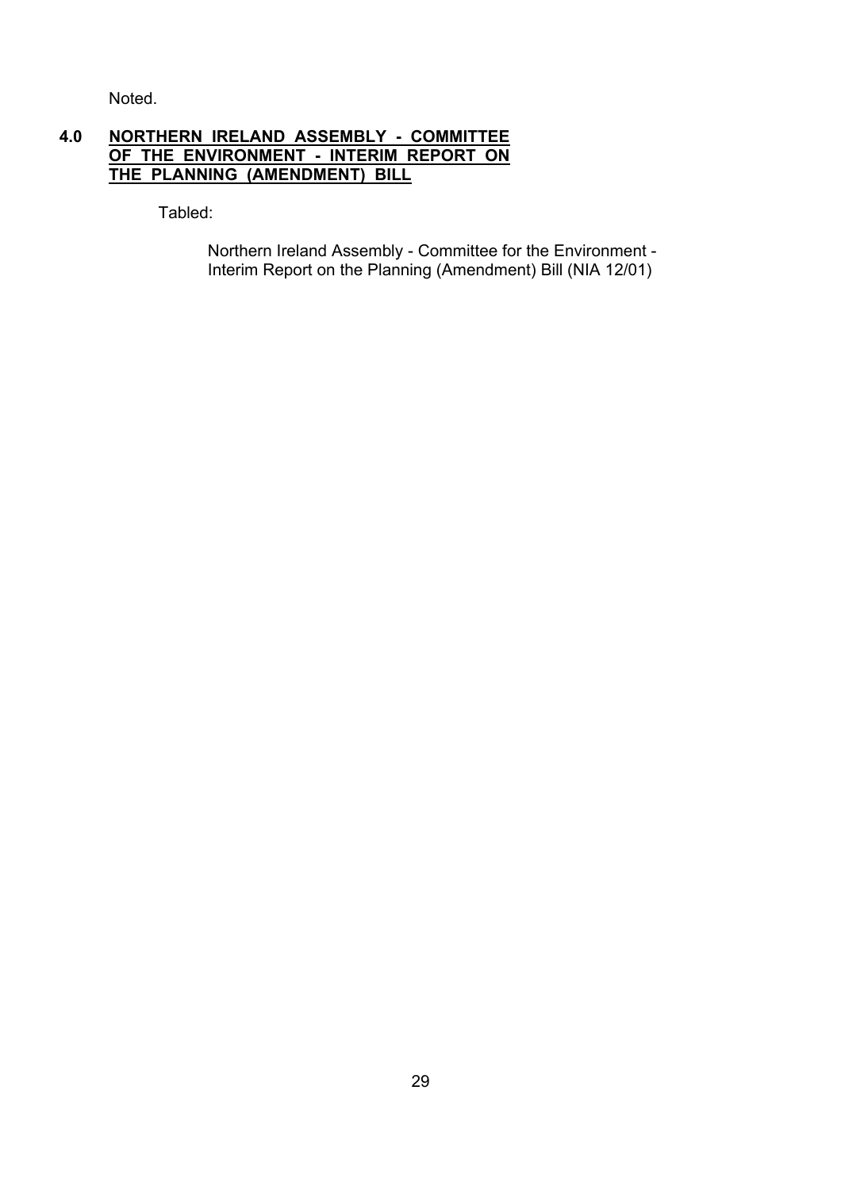Noted.

## 4.0 NORTHERN IRELAND ASSEMBLY - COMMITTEE OF THE ENVIRONMENT - INTERIM REPORT ON THE PLANNING (AMENDMENT) BILL

Tabled:

Northern Ireland Assembly - Committee for the Environment - Interim Report on the Planning (Amendment) Bill (NIA 12/01)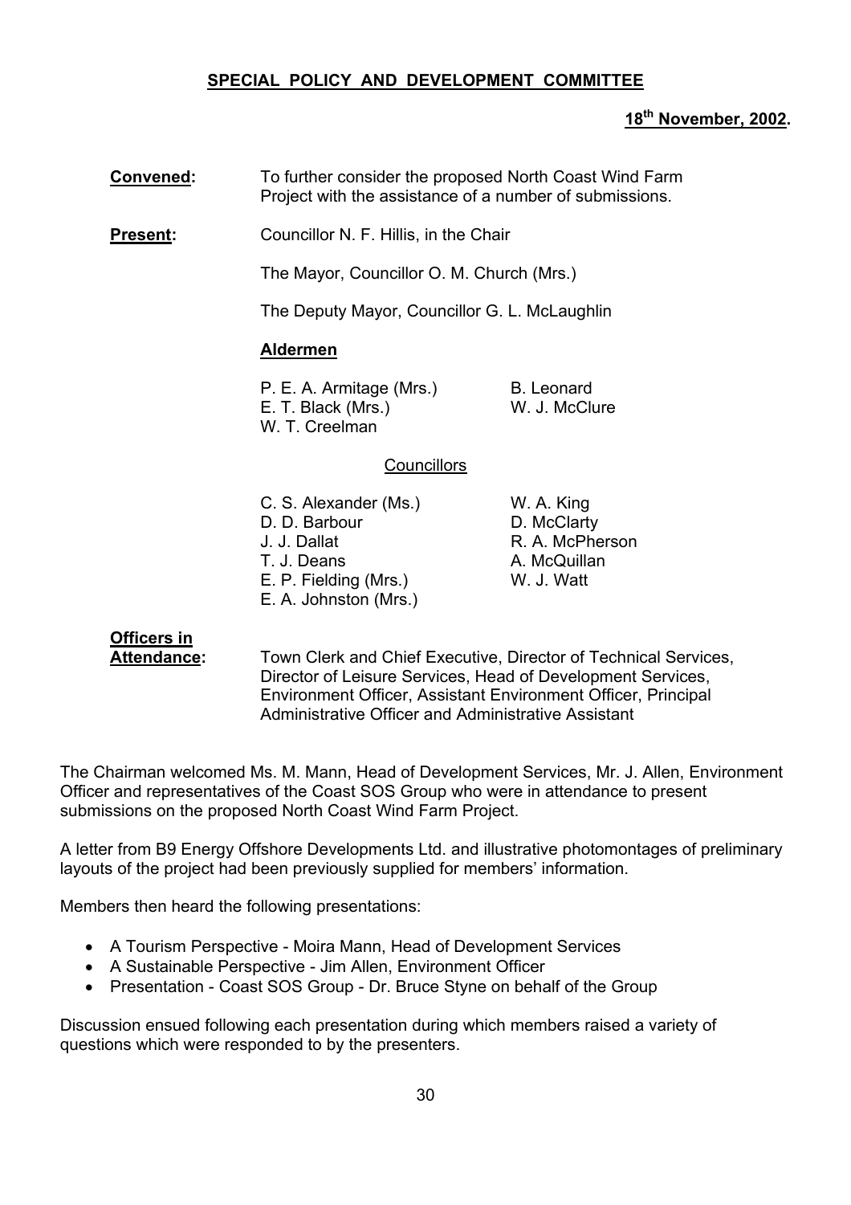# SPECIAL POLICY AND DEVELOPMENT COMMITTEE

**18th November, 2002.**

**Convened:** To further consider the proposed North Coast Wind Farm Project with the assistance of a number of submissions.

**Present:** Councillor N. F. Hillis, in the Chair

The Mayor, Councillor O. M. Church (Mrs.)

The Deputy Mayor, Councillor G. L. McLaughlin

**Aldermen**

P. E. A. Armitage (Mrs.)
E. T. Black (Mrs.)
W. T. Creelman
B. Leonard
W. J. McClure

Councillors

C. S. Alexander (Ms.)
D. D. Barbour
J. J. Dallat
T. J. Deans
E. P. Fielding (Mrs.)
E. A. Johnston (Mrs.)
W. A. King
D. McClarty
R. A. McPherson
A. McQuillan
W. J. Watt

**Officers in Attendance:** Town Clerk and Chief Executive, Director of Technical Services, Director of Leisure Services, Head of Development Services, Environment Officer, Assistant Environment Officer, Principal Administrative Officer and Administrative Assistant

The Chairman welcomed Ms. M. Mann, Head of Development Services, Mr. J. Allen, Environment Officer and representatives of the Coast SOS Group who were in attendance to present submissions on the proposed North Coast Wind Farm Project.

A letter from B9 Energy Offshore Developments Ltd. and illustrative photomontages of preliminary layouts of the project had been previously supplied for members' information.

Members then heard the following presentations:

- A Tourism Perspective - Moira Mann, Head of Development Services
- A Sustainable Perspective - Jim Allen, Environment Officer
- Presentation - Coast SOS Group - Dr. Bruce Styne on behalf of the Group

Discussion ensued following each presentation during which members raised a variety of questions which were responded to by the presenters.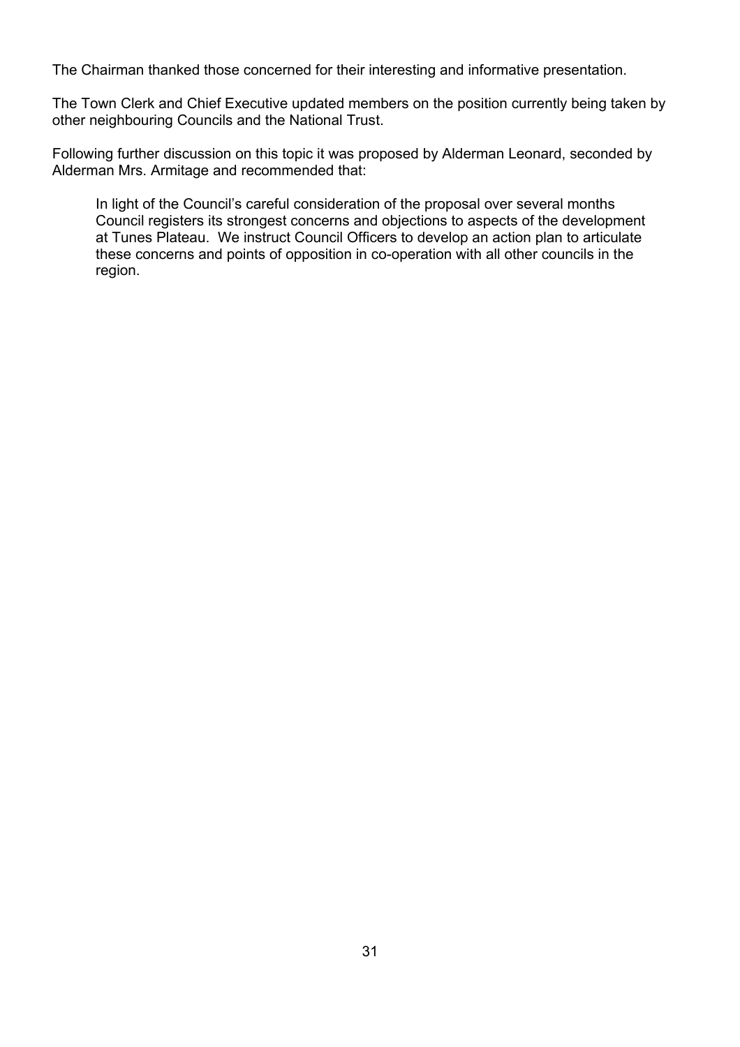The Chairman thanked those concerned for their interesting and informative presentation.

The Town Clerk and Chief Executive updated members on the position currently being taken by other neighbouring Councils and the National Trust.

Following further discussion on this topic it was proposed by Alderman Leonard, seconded by Alderman Mrs. Armitage and recommended that:

> In light of the Council's careful consideration of the proposal over several months Council registers its strongest concerns and objections to aspects of the development at Tunes Plateau. We instruct Council Officers to develop an action plan to articulate these concerns and points of opposition in co-operation with all other councils in the region.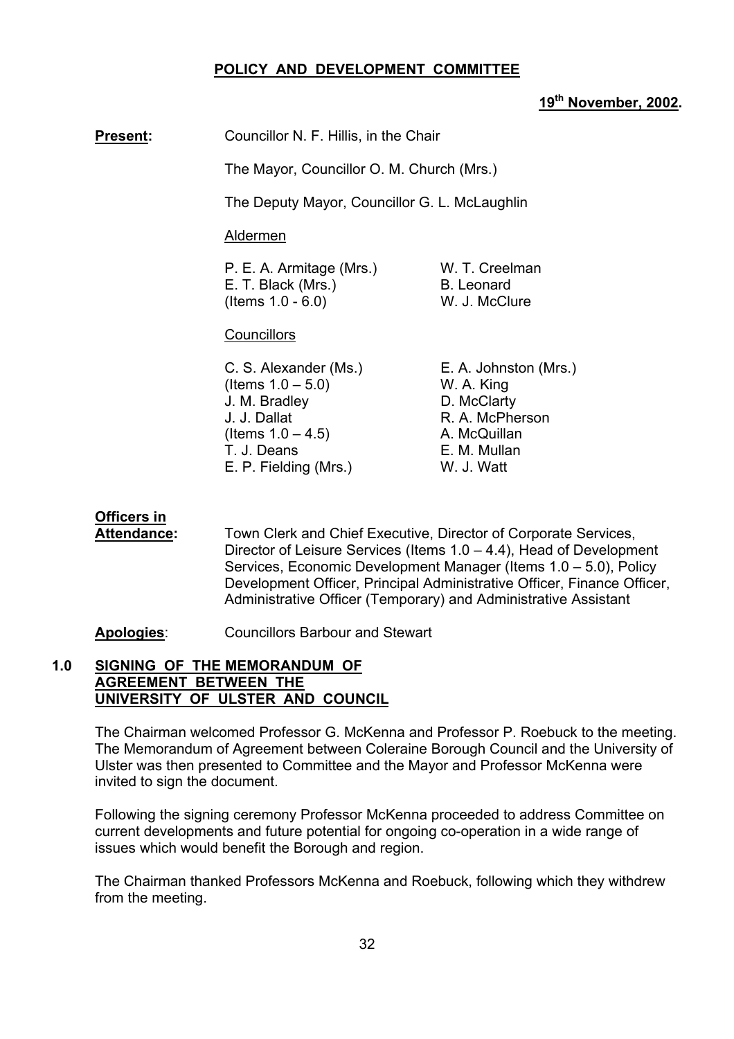**POLICY AND DEVELOPMENT COMMITTEE**

**19th November, 2002.**

**Present:** Councillor N. F. Hillis, in the Chair

The Mayor, Councillor O. M. Church (Mrs.)

The Deputy Mayor, Councillor G. L. McLaughlin

Aldermen

P. E. A. Armitage (Mrs.)
E. T. Black (Mrs.) (Items 1.0 - 6.0)
W. T. Creelman
B. Leonard
W. J. McClure

Councillors

C. S. Alexander (Ms.) (Items 1.0 – 5.0)
J. M. Bradley
J. J. Dallat (Items 1.0 – 4.5)
T. J. Deans
E. P. Fielding (Mrs.)
E. A. Johnston (Mrs.)
W. A. King
D. McClarty
R. A. McPherson
A. McQuillan
E. M. Mullan
W. J. Watt

**Officers in Attendance:** Town Clerk and Chief Executive, Director of Corporate Services, Director of Leisure Services (Items 1.0 – 4.4), Head of Development Services, Economic Development Manager (Items 1.0 – 5.0), Policy Development Officer, Principal Administrative Officer, Finance Officer, Administrative Officer (Temporary) and Administrative Assistant

**Apologies**: Councillors Barbour and Stewart

## 1.0 SIGNING OF THE MEMORANDUM OF AGREEMENT BETWEEN THE UNIVERSITY OF ULSTER AND COUNCIL

The Chairman welcomed Professor G. McKenna and Professor P. Roebuck to the meeting. The Memorandum of Agreement between Coleraine Borough Council and the University of Ulster was then presented to Committee and the Mayor and Professor McKenna were invited to sign the document.

Following the signing ceremony Professor McKenna proceeded to address Committee on current developments and future potential for ongoing co-operation in a wide range of issues which would benefit the Borough and region.

The Chairman thanked Professors McKenna and Roebuck, following which they withdrew from the meeting.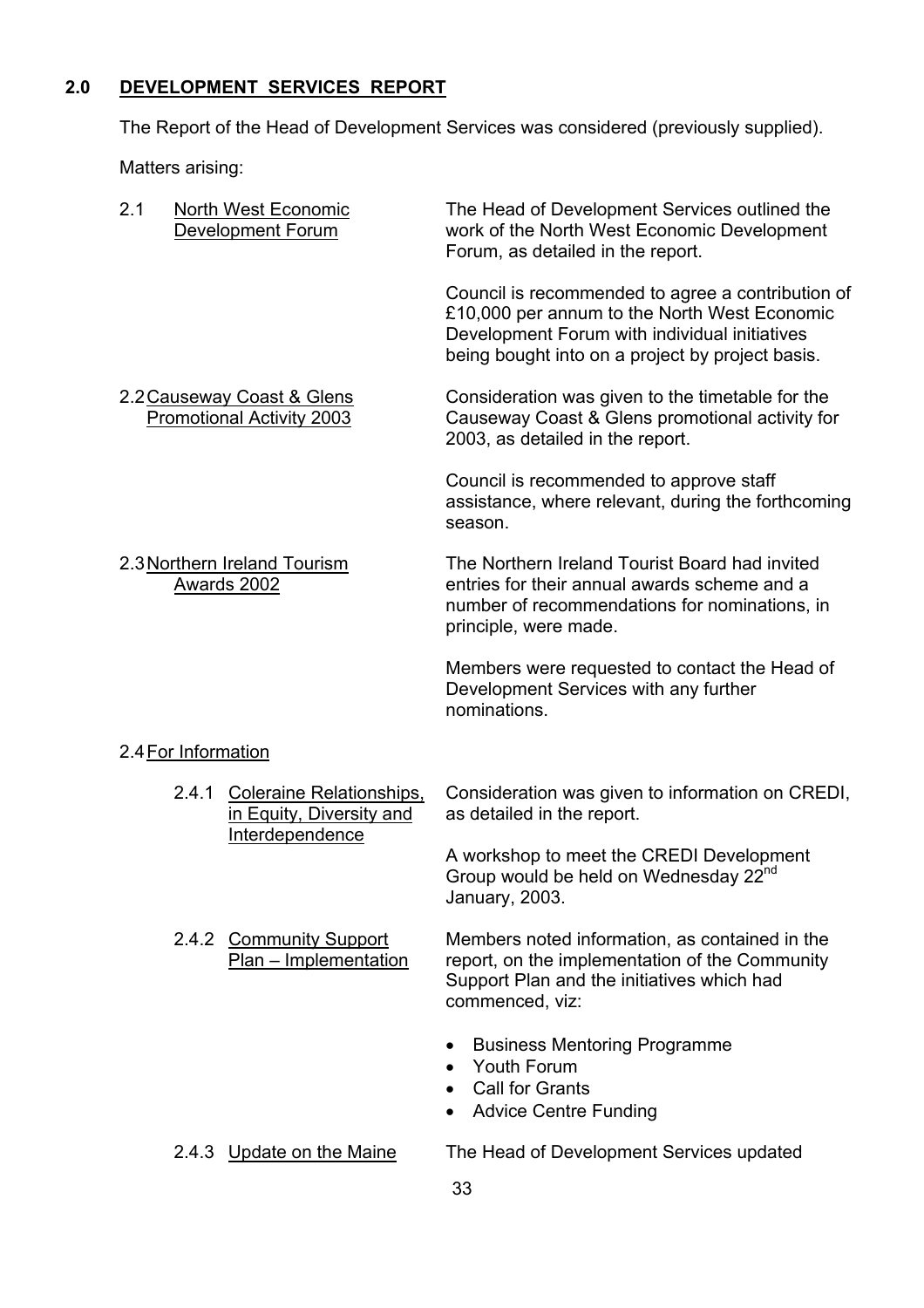## 2.0 DEVELOPMENT SERVICES REPORT

The Report of the Head of Development Services was considered (previously supplied).

Matters arising:

2.1 North West Economic Development Forum

The Head of Development Services outlined the work of the North West Economic Development Forum, as detailed in the report.

Council is recommended to agree a contribution of £10,000 per annum to the North West Economic Development Forum with individual initiatives being bought into on a project by project basis.

2.2 Causeway Coast & Glens Promotional Activity 2003

Consideration was given to the timetable for the Causeway Coast & Glens promotional activity for 2003, as detailed in the report.

Council is recommended to approve staff assistance, where relevant, during the forthcoming season.

2.3 Northern Ireland Tourism Awards 2002

The Northern Ireland Tourist Board had invited entries for their annual awards scheme and a number of recommendations for nominations, in principle, were made.

Members were requested to contact the Head of Development Services with any further nominations.

2.4 For Information

2.4.1 Coleraine Relationships, in Equity, Diversity and Interdependence

Consideration was given to information on CREDI, as detailed in the report.

A workshop to meet the CREDI Development Group would be held on Wednesday 22nd January, 2003.

2.4.2 Community Support Plan – Implementation

Members noted information, as contained in the report, on the implementation of the Community Support Plan and the initiatives which had commenced, viz:

- Business Mentoring Programme
- Youth Forum
- Call for Grants
- Advice Centre Funding

2.4.3 Update on the Maine

The Head of Development Services updated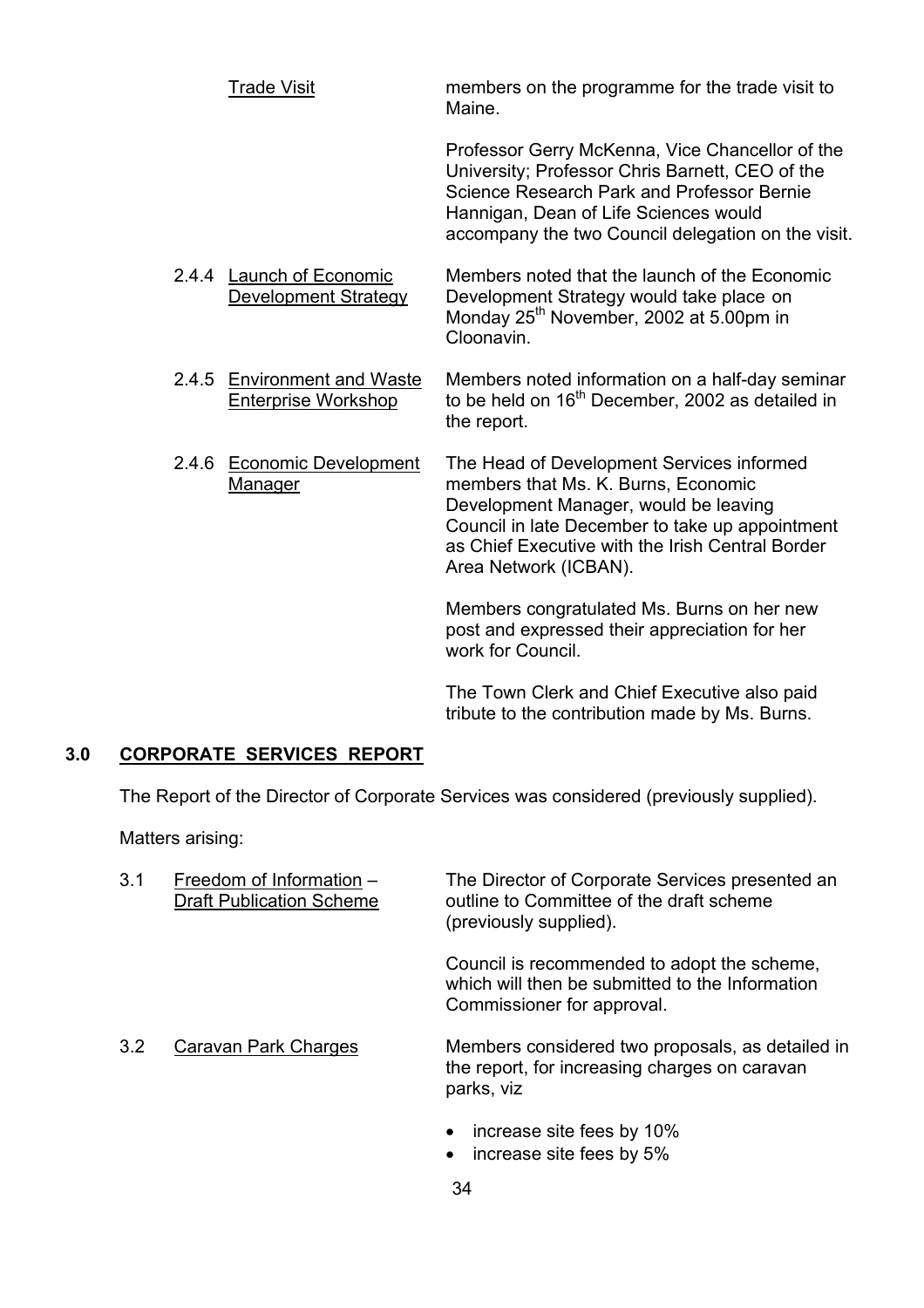Trade Visit — members on the programme for the trade visit to Maine.

Professor Gerry McKenna, Vice Chancellor of the University; Professor Chris Barnett, CEO of the Science Research Park and Professor Bernie Hannigan, Dean of Life Sciences would accompany the two Council delegation on the visit.

2.4.4 Launch of Economic Development Strategy — Members noted that the launch of the Economic Development Strategy would take place on Monday 25th November, 2002 at 5.00pm in Cloonavin.

2.4.5 Environment and Waste Enterprise Workshop — Members noted information on a half-day seminar to be held on 16th December, 2002 as detailed in the report.

2.4.6 Economic Development Manager — The Head of Development Services informed members that Ms. K. Burns, Economic Development Manager, would be leaving Council in late December to take up appointment as Chief Executive with the Irish Central Border Area Network (ICBAN).

Members congratulated Ms. Burns on her new post and expressed their appreciation for her work for Council.

The Town Clerk and Chief Executive also paid tribute to the contribution made by Ms. Burns.

## 3.0 CORPORATE SERVICES REPORT

The Report of the Director of Corporate Services was considered (previously supplied).

Matters arising:

3.1 Freedom of Information – Draft Publication Scheme — The Director of Corporate Services presented an outline to Committee of the draft scheme (previously supplied).

Council is recommended to adopt the scheme, which will then be submitted to the Information Commissioner for approval.

3.2 Caravan Park Charges — Members considered two proposals, as detailed in the report, for increasing charges on caravan parks, viz

- increase site fees by 10%
- increase site fees by 5%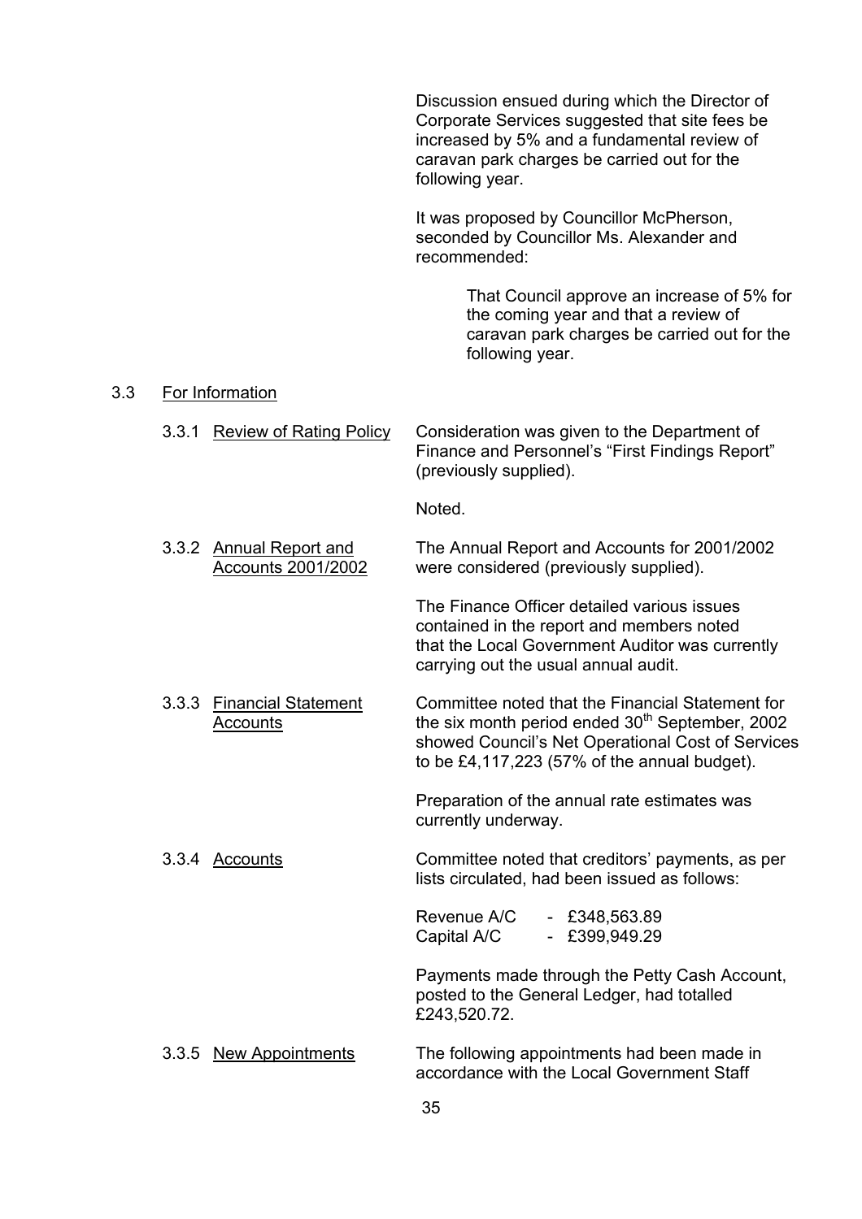Discussion ensued during which the Director of Corporate Services suggested that site fees be increased by 5% and a fundamental review of caravan park charges be carried out for the following year.

It was proposed by Councillor McPherson, seconded by Councillor Ms. Alexander and recommended:

> That Council approve an increase of 5% for the coming year and that a review of caravan park charges be carried out for the following year.

3.3 For Information

3.3.1 Review of Rating Policy

Consideration was given to the Department of Finance and Personnel's "First Findings Report" (previously supplied).

Noted.

3.3.2 Annual Report and Accounts 2001/2002

The Annual Report and Accounts for 2001/2002 were considered (previously supplied).

The Finance Officer detailed various issues contained in the report and members noted that the Local Government Auditor was currently carrying out the usual annual audit.

3.3.3 Financial Statement Accounts

Committee noted that the Financial Statement for the six month period ended 30th September, 2002 showed Council's Net Operational Cost of Services to be £4,117,223 (57% of the annual budget).

Preparation of the annual rate estimates was currently underway.

3.3.4 Accounts

Committee noted that creditors' payments, as per lists circulated, had been issued as follows:

Revenue A/C - £348,563.89
Capital A/C - £399,949.29

Payments made through the Petty Cash Account, posted to the General Ledger, had totalled £243,520.72.

3.3.5 New Appointments

The following appointments had been made in accordance with the Local Government Staff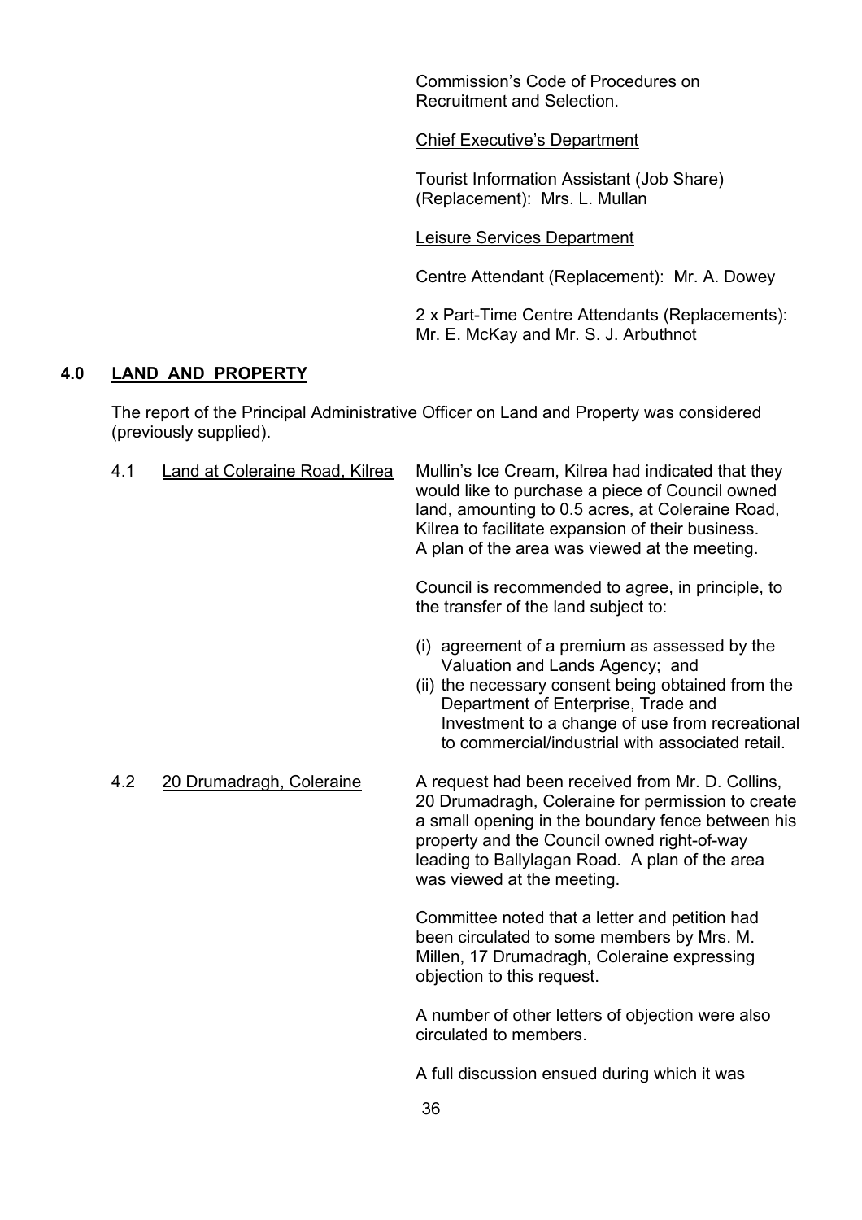Commission's Code of Procedures on Recruitment and Selection.

Chief Executive's Department

Tourist Information Assistant (Job Share) (Replacement): Mrs. L. Mullan

Leisure Services Department

Centre Attendant (Replacement): Mr. A. Dowey

2 x Part-Time Centre Attendants (Replacements): Mr. E. McKay and Mr. S. J. Arbuthnot

## 4.0 LAND AND PROPERTY

The report of the Principal Administrative Officer on Land and Property was considered (previously supplied).

4.1 Land at Coleraine Road, Kilrea

Mullin's Ice Cream, Kilrea had indicated that they would like to purchase a piece of Council owned land, amounting to 0.5 acres, at Coleraine Road, Kilrea to facilitate expansion of their business. A plan of the area was viewed at the meeting.

Council is recommended to agree, in principle, to the transfer of the land subject to:

(i) agreement of a premium as assessed by the Valuation and Lands Agency; and
(ii) the necessary consent being obtained from the Department of Enterprise, Trade and Investment to a change of use from recreational to commercial/industrial with associated retail.

4.2 20 Drumadragh, Coleraine

A request had been received from Mr. D. Collins, 20 Drumadragh, Coleraine for permission to create a small opening in the boundary fence between his property and the Council owned right-of-way leading to Ballylagan Road. A plan of the area was viewed at the meeting.

Committee noted that a letter and petition had been circulated to some members by Mrs. M. Millen, 17 Drumadragh, Coleraine expressing objection to this request.

A number of other letters of objection were also circulated to members.

A full discussion ensued during which it was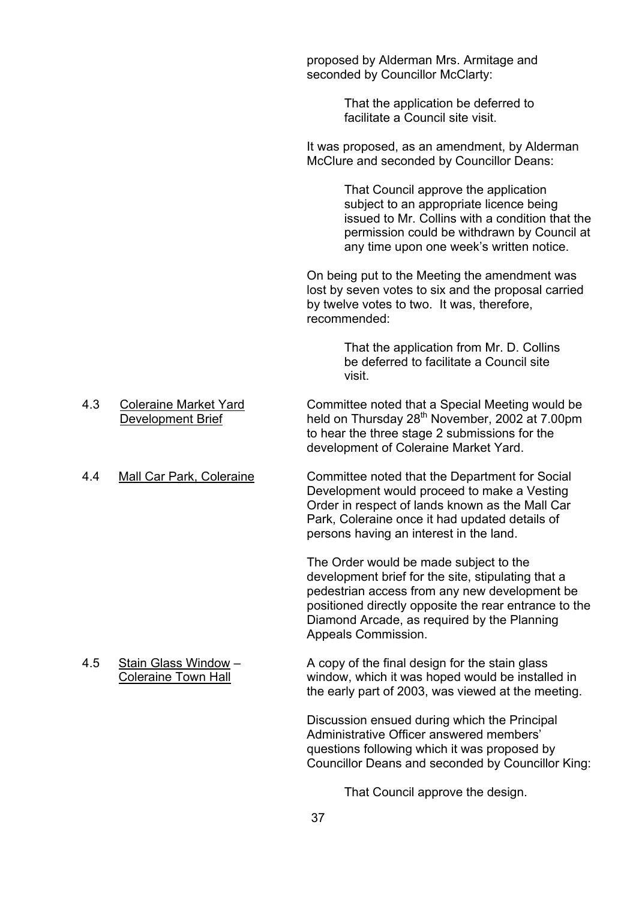proposed by Alderman Mrs. Armitage and seconded by Councillor McClarty:

> That the application be deferred to facilitate a Council site visit.

It was proposed, as an amendment, by Alderman McClure and seconded by Councillor Deans:

> That Council approve the application subject to an appropriate licence being issued to Mr. Collins with a condition that the permission could be withdrawn by Council at any time upon one week's written notice.

On being put to the Meeting the amendment was lost by seven votes to six and the proposal carried by twelve votes to two. It was, therefore, recommended:

> That the application from Mr. D. Collins be deferred to facilitate a Council site visit.

4.3 Coleraine Market Yard Development Brief

Committee noted that a Special Meeting would be held on Thursday 28th November, 2002 at 7.00pm to hear the three stage 2 submissions for the development of Coleraine Market Yard.

4.4 Mall Car Park, Coleraine

Committee noted that the Department for Social Development would proceed to make a Vesting Order in respect of lands known as the Mall Car Park, Coleraine once it had updated details of persons having an interest in the land.

The Order would be made subject to the development brief for the site, stipulating that a pedestrian access from any new development be positioned directly opposite the rear entrance to the Diamond Arcade, as required by the Planning Appeals Commission.

4.5 Stain Glass Window – Coleraine Town Hall

A copy of the final design for the stain glass window, which it was hoped would be installed in the early part of 2003, was viewed at the meeting.

Discussion ensued during which the Principal Administrative Officer answered members' questions following which it was proposed by Councillor Deans and seconded by Councillor King:

> That Council approve the design.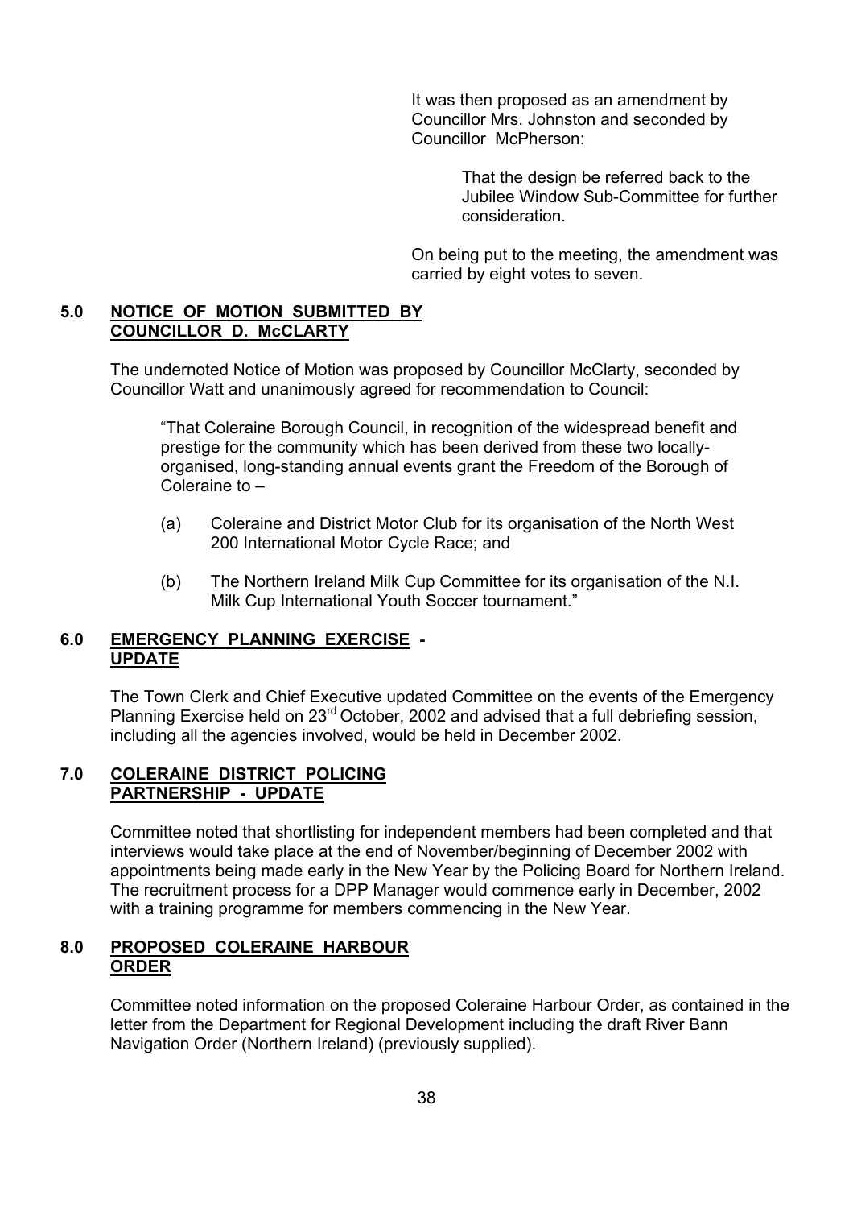It was then proposed as an amendment by Councillor Mrs. Johnston and seconded by Councillor McPherson:

> That the design be referred back to the Jubilee Window Sub-Committee for further consideration.

On being put to the meeting, the amendment was carried by eight votes to seven.

## 5.0 NOTICE OF MOTION SUBMITTED BY COUNCILLOR D. McCLARTY

The undernoted Notice of Motion was proposed by Councillor McClarty, seconded by Councillor Watt and unanimously agreed for recommendation to Council:

> "That Coleraine Borough Council, in recognition of the widespread benefit and prestige for the community which has been derived from these two locally-organised, long-standing annual events grant the Freedom of the Borough of Coleraine to –
>
> (a) Coleraine and District Motor Club for its organisation of the North West 200 International Motor Cycle Race; and
>
> (b) The Northern Ireland Milk Cup Committee for its organisation of the N.I. Milk Cup International Youth Soccer tournament."

## 6.0 EMERGENCY PLANNING EXERCISE - UPDATE

The Town Clerk and Chief Executive updated Committee on the events of the Emergency Planning Exercise held on 23rd October, 2002 and advised that a full debriefing session, including all the agencies involved, would be held in December 2002.

## 7.0 COLERAINE DISTRICT POLICING PARTNERSHIP - UPDATE

Committee noted that shortlisting for independent members had been completed and that interviews would take place at the end of November/beginning of December 2002 with appointments being made early in the New Year by the Policing Board for Northern Ireland. The recruitment process for a DPP Manager would commence early in December, 2002 with a training programme for members commencing in the New Year.

## 8.0 PROPOSED COLERAINE HARBOUR ORDER

Committee noted information on the proposed Coleraine Harbour Order, as contained in the letter from the Department for Regional Development including the draft River Bann Navigation Order (Northern Ireland) (previously supplied).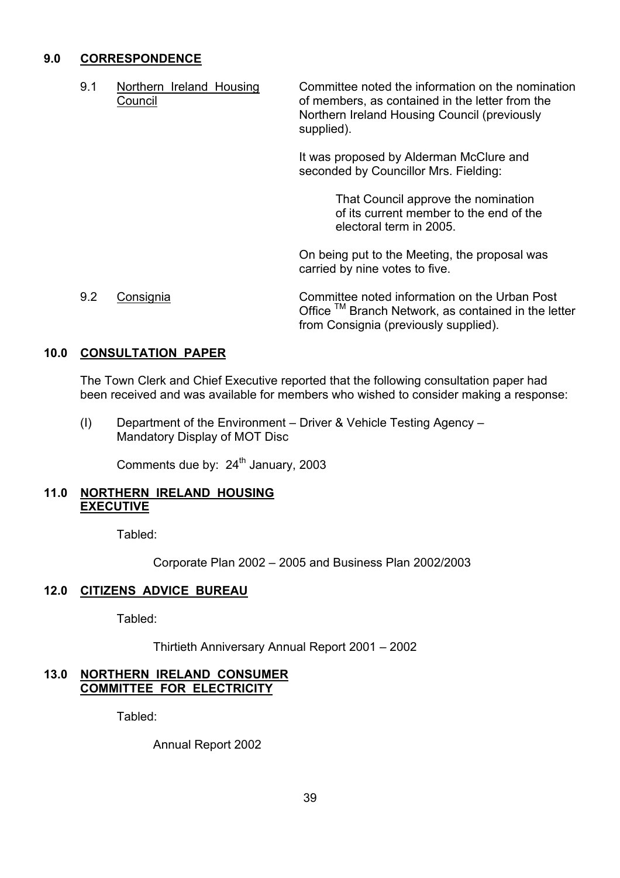## 9.0 CORRESPONDENCE

9.1 Northern Ireland Housing Council

Committee noted the information on the nomination of members, as contained in the letter from the Northern Ireland Housing Council (previously supplied).

It was proposed by Alderman McClure and seconded by Councillor Mrs. Fielding:

> That Council approve the nomination of its current member to the end of the electoral term in 2005.

On being put to the Meeting, the proposal was carried by nine votes to five.

9.2 Consignia

Committee noted information on the Urban Post Office ™ Branch Network, as contained in the letter from Consignia (previously supplied).

## 10.0 CONSULTATION PAPER

The Town Clerk and Chief Executive reported that the following consultation paper had been received and was available for members who wished to consider making a response:

(I) Department of the Environment – Driver & Vehicle Testing Agency – Mandatory Display of MOT Disc

Comments due by: 24th January, 2003

## 11.0 NORTHERN IRELAND HOUSING EXECUTIVE

Tabled:

Corporate Plan 2002 – 2005 and Business Plan 2002/2003

## 12.0 CITIZENS ADVICE BUREAU

Tabled:

Thirtieth Anniversary Annual Report 2001 – 2002

## 13.0 NORTHERN IRELAND CONSUMER COMMITTEE FOR ELECTRICITY

Tabled:

Annual Report 2002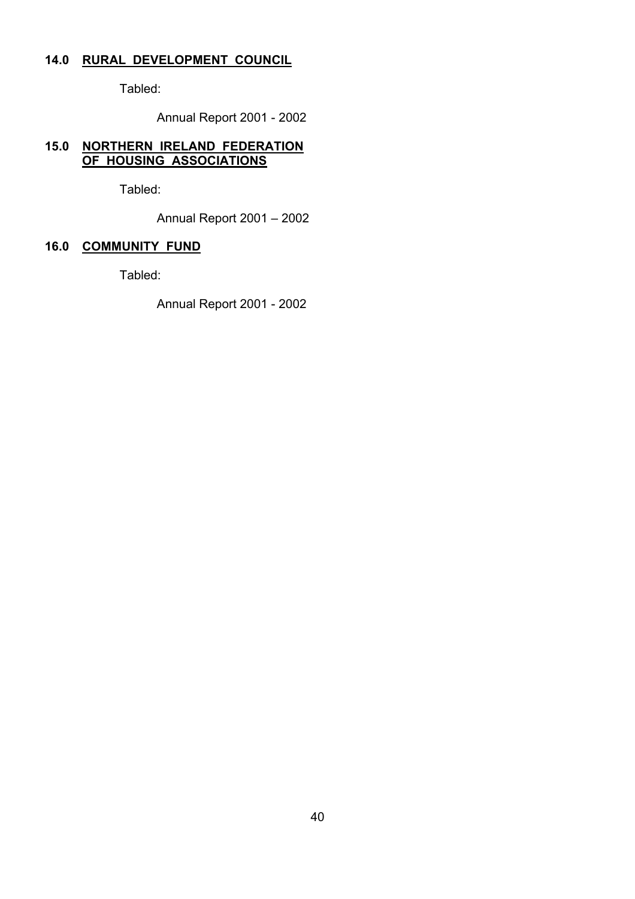## 14.0 RURAL DEVELOPMENT COUNCIL

Tabled:

Annual Report 2001 - 2002

## 15.0 NORTHERN IRELAND FEDERATION OF HOUSING ASSOCIATIONS

Tabled:

Annual Report 2001 – 2002

## 16.0 COMMUNITY FUND

Tabled:

Annual Report 2001 - 2002